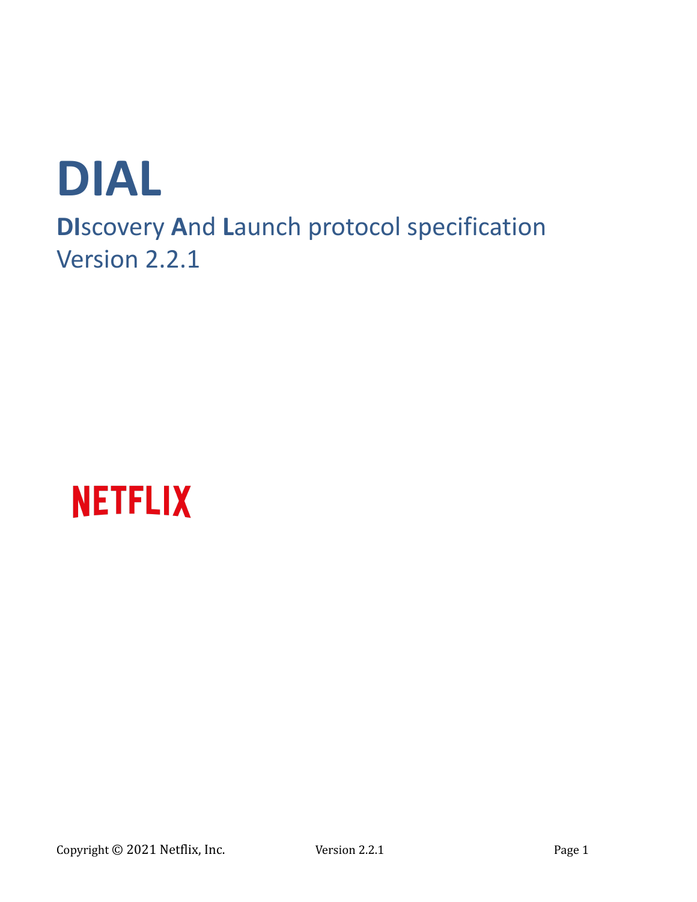# DIAL

## DIscovery And Launch protocol specification
Version 2.2.1

NETFLIX

Copyright © 2021 Netflix, Inc.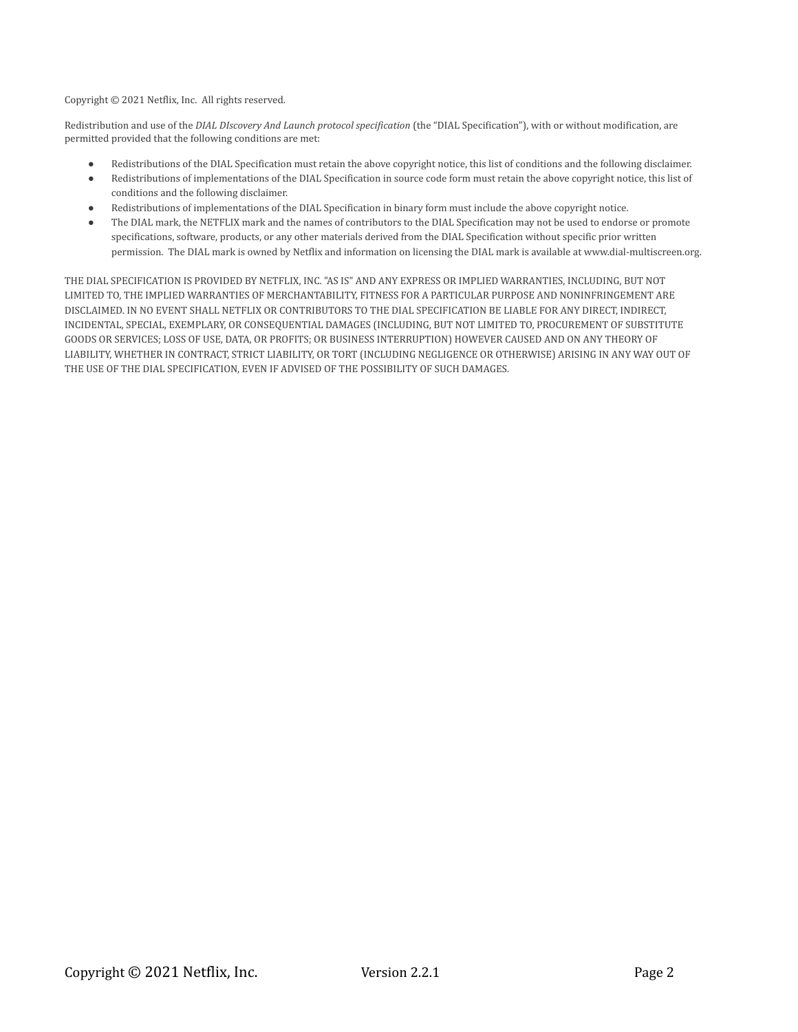Copyright © 2021 Netflix, Inc.  All rights reserved.

Redistribution and use of the *DIAL DIscovery And Launch protocol specification* (the "DIAL Specification"), with or without modification, are permitted provided that the following conditions are met:

- Redistributions of the DIAL Specification must retain the above copyright notice, this list of conditions and the following disclaimer.
- Redistributions of implementations of the DIAL Specification in source code form must retain the above copyright notice, this list of conditions and the following disclaimer.
- Redistributions of implementations of the DIAL Specification in binary form must include the above copyright notice.
- The DIAL mark, the NETFLIX mark and the names of contributors to the DIAL Specification may not be used to endorse or promote specifications, software, products, or any other materials derived from the DIAL Specification without specific prior written permission.  The DIAL mark is owned by Netflix and information on licensing the DIAL mark is available at www.dial-multiscreen.org.

THE DIAL SPECIFICATION IS PROVIDED BY NETFLIX, INC. "AS IS" AND ANY EXPRESS OR IMPLIED WARRANTIES, INCLUDING, BUT NOT LIMITED TO, THE IMPLIED WARRANTIES OF MERCHANTABILITY, FITNESS FOR A PARTICULAR PURPOSE AND NONINFRINGEMENT ARE DISCLAIMED. IN NO EVENT SHALL NETFLIX OR CONTRIBUTORS TO THE DIAL SPECIFICATION BE LIABLE FOR ANY DIRECT, INDIRECT, INCIDENTAL, SPECIAL, EXEMPLARY, OR CONSEQUENTIAL DAMAGES (INCLUDING, BUT NOT LIMITED TO, PROCUREMENT OF SUBSTITUTE GOODS OR SERVICES; LOSS OF USE, DATA, OR PROFITS; OR BUSINESS INTERRUPTION) HOWEVER CAUSED AND ON ANY THEORY OF LIABILITY, WHETHER IN CONTRACT, STRICT LIABILITY, OR TORT (INCLUDING NEGLIGENCE OR OTHERWISE) ARISING IN ANY WAY OUT OF THE USE OF THE DIAL SPECIFICATION, EVEN IF ADVISED OF THE POSSIBILITY OF SUCH DAMAGES.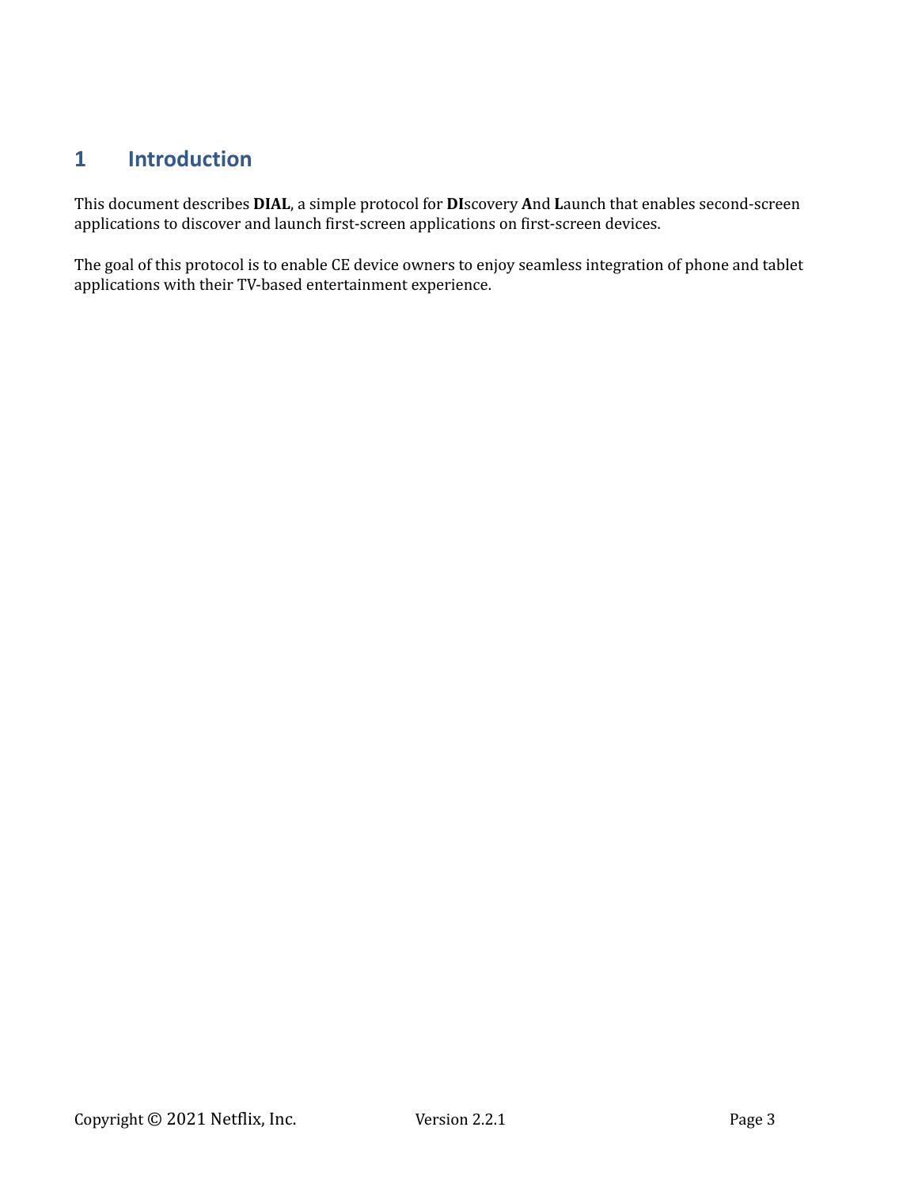# 1 Introduction

This document describes **DIAL**, a simple protocol for **DI**scovery **A**nd **L**aunch that enables second-screen applications to discover and launch first-screen applications on first-screen devices.

The goal of this protocol is to enable CE device owners to enjoy seamless integration of phone and tablet applications with their TV-based entertainment experience.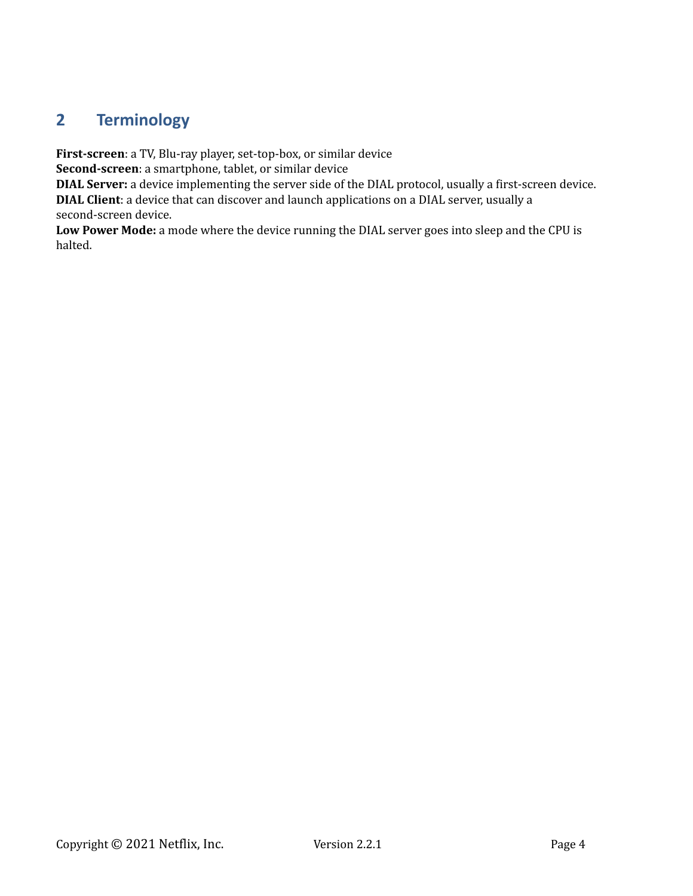## 2 Terminology

**First-screen**: a TV, Blu-ray player, set-top-box, or similar device
**Second-screen**: a smartphone, tablet, or similar device
**DIAL Server:** a device implementing the server side of the DIAL protocol, usually a first-screen device.
**DIAL Client**: a device that can discover and launch applications on a DIAL server, usually a second-screen device.
**Low Power Mode:** a mode where the device running the DIAL server goes into sleep and the CPU is halted.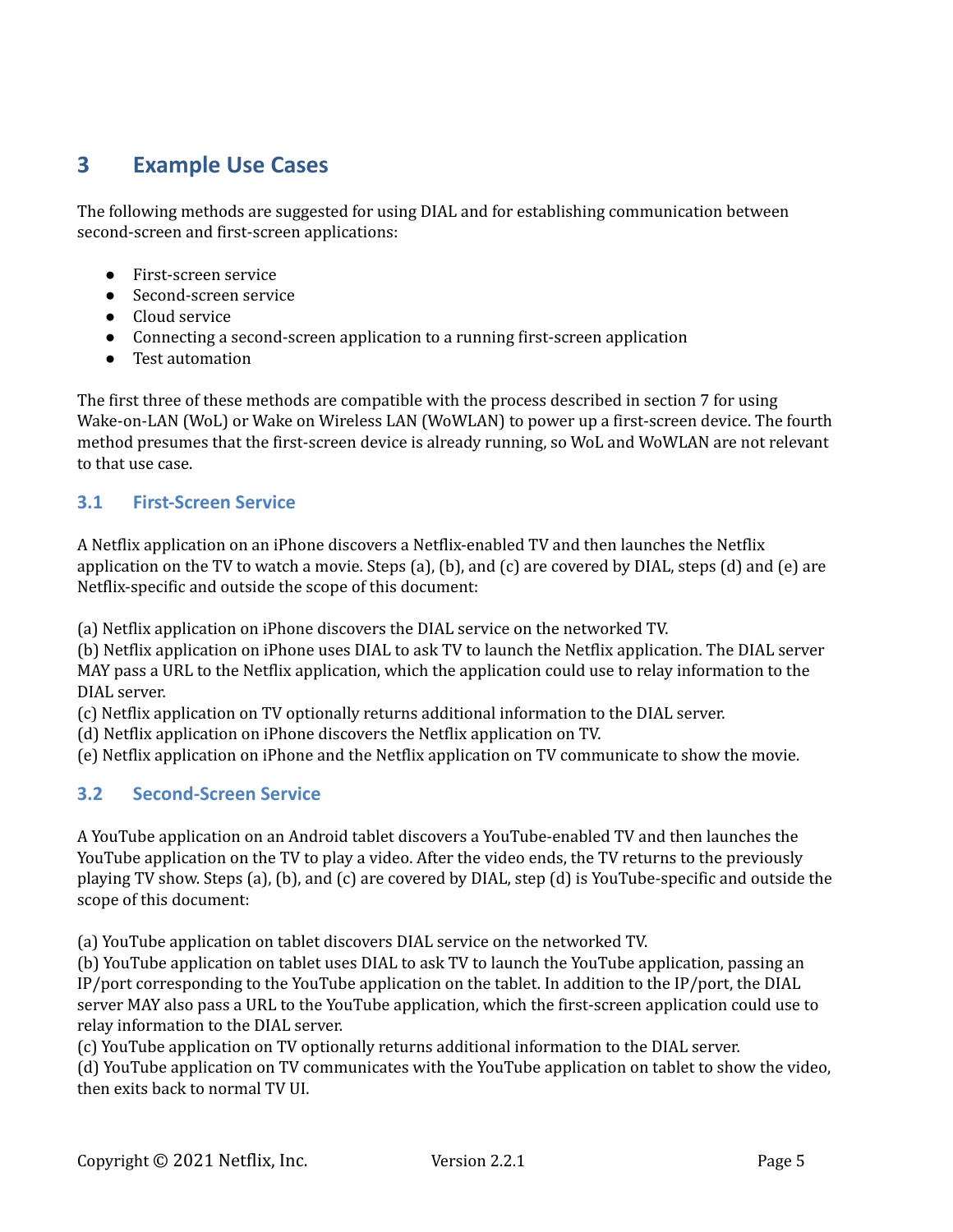# 3 Example Use Cases

The following methods are suggested for using DIAL and for establishing communication between second-screen and first-screen applications:

- First-screen service
- Second-screen service
- Cloud service
- Connecting a second-screen application to a running first-screen application
- Test automation

The first three of these methods are compatible with the process described in section 7 for using Wake-on-LAN (WoL) or Wake on Wireless LAN (WoWLAN) to power up a first-screen device. The fourth method presumes that the first-screen device is already running, so WoL and WoWLAN are not relevant to that use case.

## 3.1 First-Screen Service

A Netflix application on an iPhone discovers a Netflix-enabled TV and then launches the Netflix application on the TV to watch a movie. Steps (a), (b), and (c) are covered by DIAL, steps (d) and (e) are Netflix-specific and outside the scope of this document:

(a) Netflix application on iPhone discovers the DIAL service on the networked TV.
(b) Netflix application on iPhone uses DIAL to ask TV to launch the Netflix application. The DIAL server MAY pass a URL to the Netflix application, which the application could use to relay information to the DIAL server.
(c) Netflix application on TV optionally returns additional information to the DIAL server.
(d) Netflix application on iPhone discovers the Netflix application on TV.
(e) Netflix application on iPhone and the Netflix application on TV communicate to show the movie.

## 3.2 Second-Screen Service

A YouTube application on an Android tablet discovers a YouTube-enabled TV and then launches the YouTube application on the TV to play a video. After the video ends, the TV returns to the previously playing TV show. Steps (a), (b), and (c) are covered by DIAL, step (d) is YouTube-specific and outside the scope of this document:

(a) YouTube application on tablet discovers DIAL service on the networked TV.
(b) YouTube application on tablet uses DIAL to ask TV to launch the YouTube application, passing an IP/port corresponding to the YouTube application on the tablet. In addition to the IP/port, the DIAL server MAY also pass a URL to the YouTube application, which the first-screen application could use to relay information to the DIAL server.
(c) YouTube application on TV optionally returns additional information to the DIAL server.
(d) YouTube application on TV communicates with the YouTube application on tablet to show the video, then exits back to normal TV UI.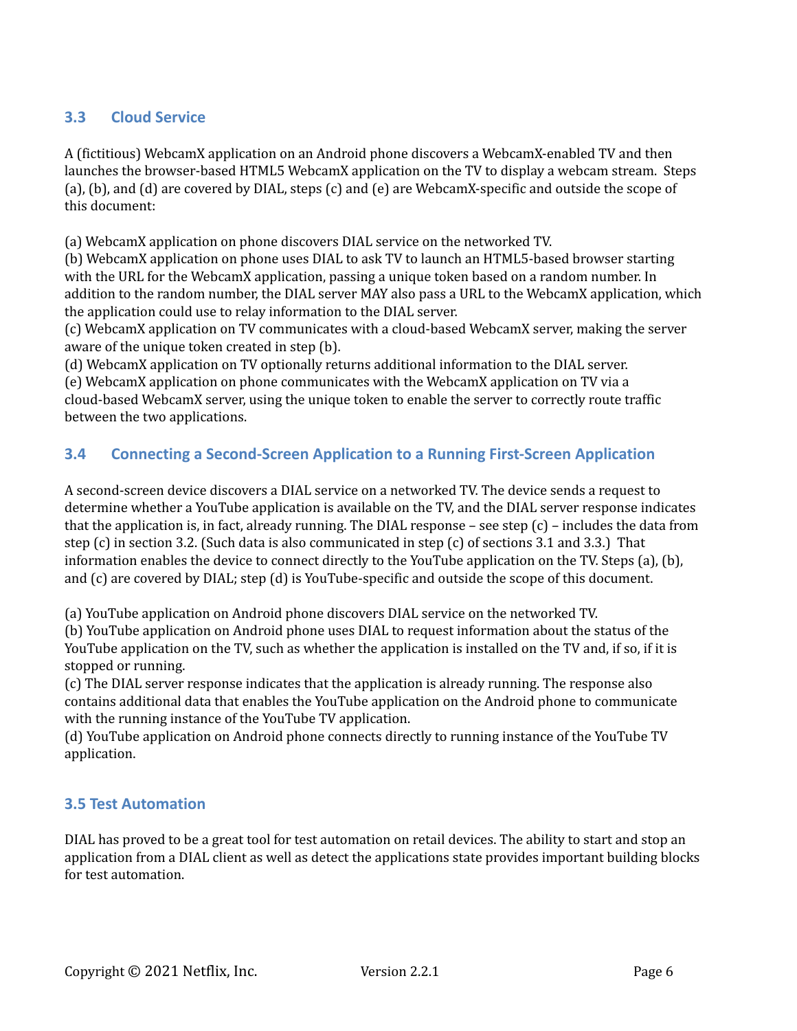## 3.3 Cloud Service

A (fictitious) WebcamX application on an Android phone discovers a WebcamX-enabled TV and then launches the browser-based HTML5 WebcamX application on the TV to display a webcam stream. Steps (a), (b), and (d) are covered by DIAL, steps (c) and (e) are WebcamX-specific and outside the scope of this document:

(a) WebcamX application on phone discovers DIAL service on the networked TV.
(b) WebcamX application on phone uses DIAL to ask TV to launch an HTML5-based browser starting with the URL for the WebcamX application, passing a unique token based on a random number. In addition to the random number, the DIAL server MAY also pass a URL to the WebcamX application, which the application could use to relay information to the DIAL server.
(c) WebcamX application on TV communicates with a cloud-based WebcamX server, making the server aware of the unique token created in step (b).
(d) WebcamX application on TV optionally returns additional information to the DIAL server.
(e) WebcamX application on phone communicates with the WebcamX application on TV via a cloud-based WebcamX server, using the unique token to enable the server to correctly route traffic between the two applications.

## 3.4 Connecting a Second-Screen Application to a Running First-Screen Application

A second-screen device discovers a DIAL service on a networked TV. The device sends a request to determine whether a YouTube application is available on the TV, and the DIAL server response indicates that the application is, in fact, already running. The DIAL response – see step (c) – includes the data from step (c) in section 3.2. (Such data is also communicated in step (c) of sections 3.1 and 3.3.) That information enables the device to connect directly to the YouTube application on the TV. Steps (a), (b), and (c) are covered by DIAL; step (d) is YouTube-specific and outside the scope of this document.

(a) YouTube application on Android phone discovers DIAL service on the networked TV.
(b) YouTube application on Android phone uses DIAL to request information about the status of the YouTube application on the TV, such as whether the application is installed on the TV and, if so, if it is stopped or running.
(c) The DIAL server response indicates that the application is already running. The response also contains additional data that enables the YouTube application on the Android phone to communicate with the running instance of the YouTube TV application.
(d) YouTube application on Android phone connects directly to running instance of the YouTube TV application.

## 3.5 Test Automation

DIAL has proved to be a great tool for test automation on retail devices. The ability to start and stop an application from a DIAL client as well as detect the applications state provides important building blocks for test automation.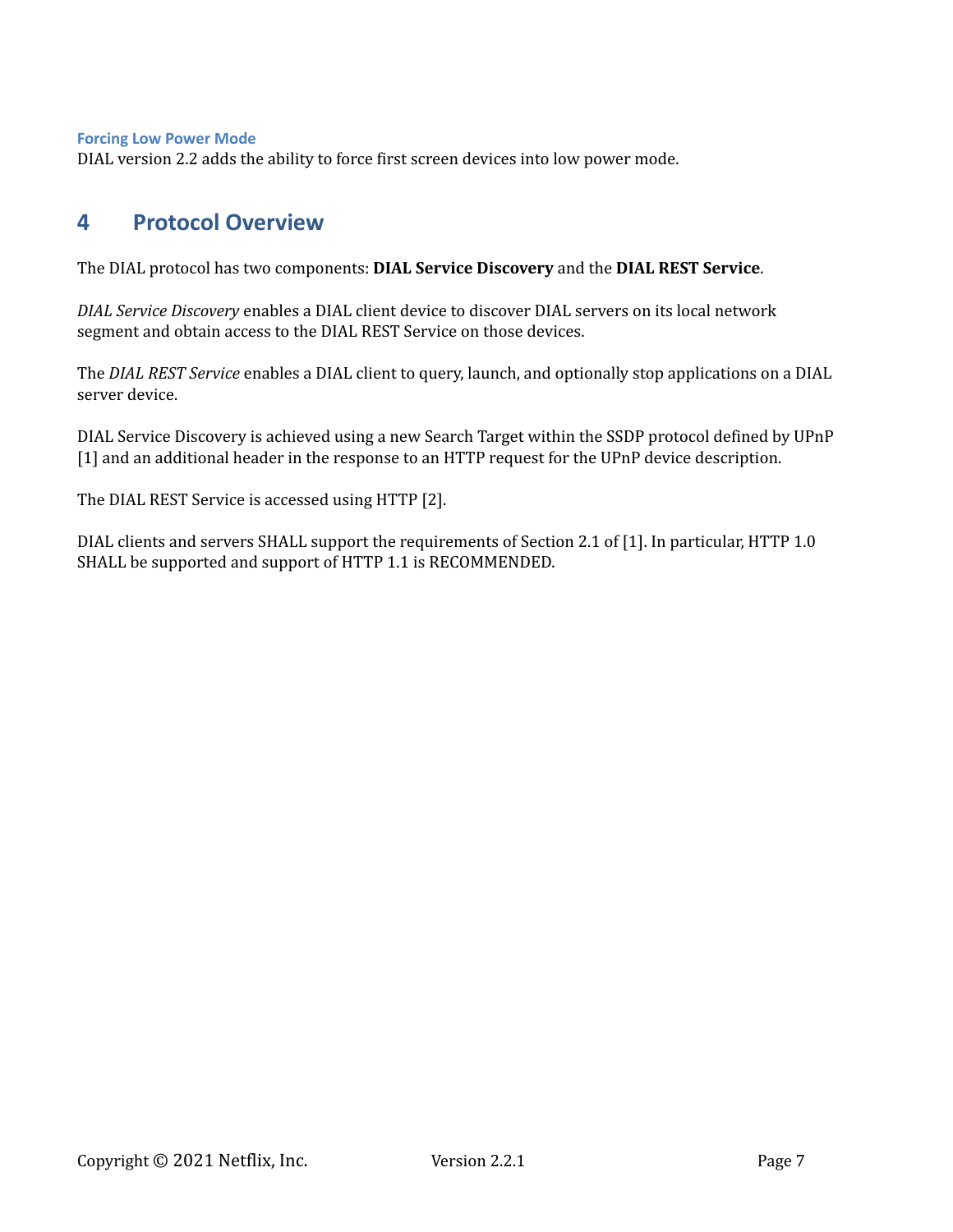### Forcing Low Power Mode

DIAL version 2.2 adds the ability to force first screen devices into low power mode.

# 4 Protocol Overview

The DIAL protocol has two components: **DIAL Service Discovery** and the **DIAL REST Service**.

*DIAL Service Discovery* enables a DIAL client device to discover DIAL servers on its local network segment and obtain access to the DIAL REST Service on those devices.

The *DIAL REST Service* enables a DIAL client to query, launch, and optionally stop applications on a DIAL server device.

DIAL Service Discovery is achieved using a new Search Target within the SSDP protocol defined by UPnP [1] and an additional header in the response to an HTTP request for the UPnP device description.

The DIAL REST Service is accessed using HTTP [2].

DIAL clients and servers SHALL support the requirements of Section 2.1 of [1]. In particular, HTTP 1.0 SHALL be supported and support of HTTP 1.1 is RECOMMENDED.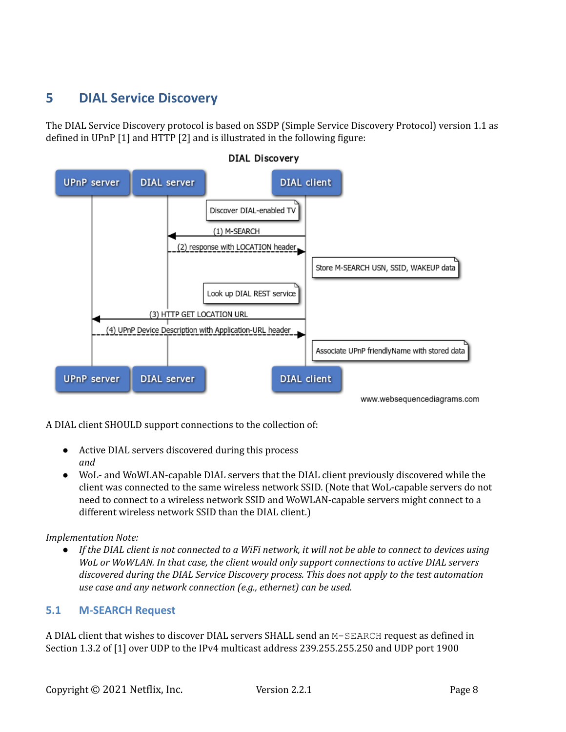# 5 DIAL Service Discovery

The DIAL Service Discovery protocol is based on SSDP (Simple Service Discovery Protocol) version 1.1 as defined in UPnP [1] and HTTP [2] and is illustrated in the following figure:

DIAL Discovery

| UPnP server | DIAL server | DIAL client | Notes |
| --- | --- | --- | --- |
| | | | Discover DIAL-enabled TV |
| | ← (1) M-SEARCH | | |
| | (2) response with LOCATION header → | | |
| | | | Store M-SEARCH USN, SSID, WAKEUP data |
| | | | Look up DIAL REST service |
| ← (3) HTTP GET LOCATION URL | | | |
| (4) UPnP Device Description with Application-URL header → | | | |
| | | | Associate UPnP friendlyName with stored data |

www.websequencediagrams.com

A DIAL client SHOULD support connections to the collection of:

- Active DIAL servers discovered during this process
  *and*
- WoL- and WoWLAN-capable DIAL servers that the DIAL client previously discovered while the client was connected to the same wireless network SSID. (Note that WoL-capable servers do not need to connect to a wireless network SSID and WoWLAN-capable servers might connect to a different wireless network SSID than the DIAL client.)

*Implementation Note:*

- *If the DIAL client is not connected to a WiFi network, it will not be able to connect to devices using WoL or WoWLAN. In that case, the client would only support connections to active DIAL servers discovered during the DIAL Service Discovery process. This does not apply to the test automation use case and any network connection (e.g., ethernet) can be used.*

## 5.1 M-SEARCH Request

A DIAL client that wishes to discover DIAL servers SHALL send an `M-SEARCH` request as defined in Section 1.3.2 of [1] over UDP to the IPv4 multicast address 239.255.255.250 and UDP port 1900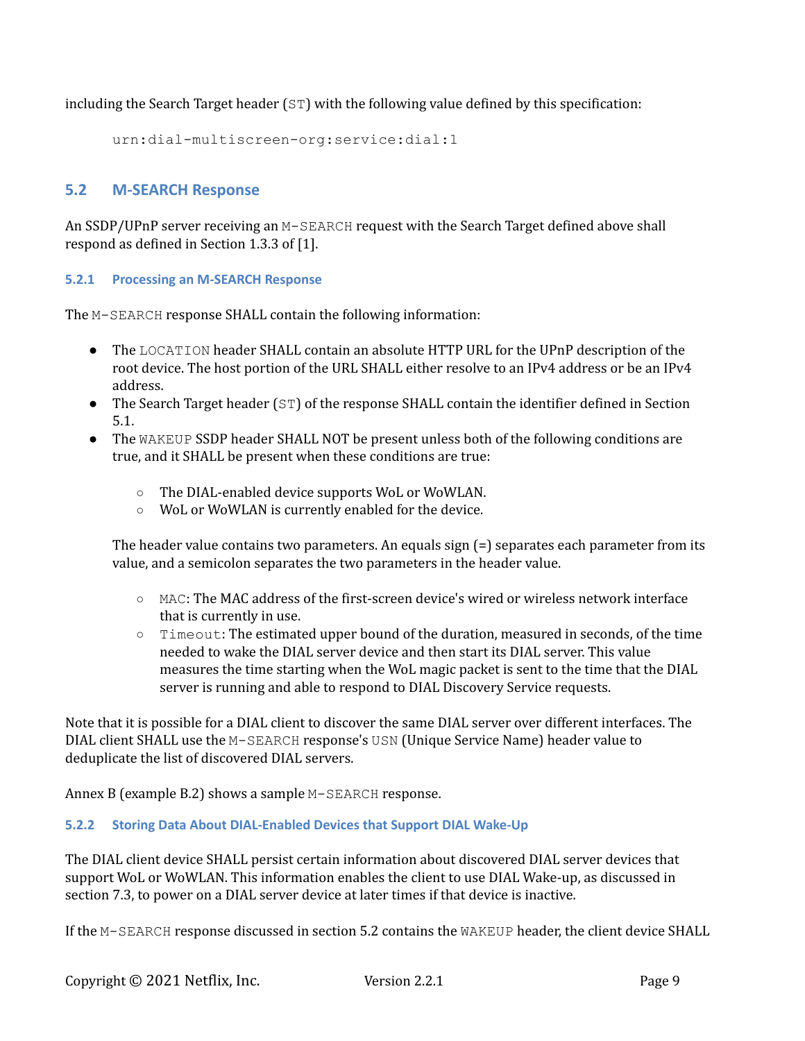including the Search Target header (`ST`) with the following value defined by this specification:

```
urn:dial-multiscreen-org:service:dial:1
```

## 5.2 M-SEARCH Response

An SSDP/UPnP server receiving an `M-SEARCH` request with the Search Target defined above shall respond as defined in Section 1.3.3 of [1].

### 5.2.1 Processing an M-SEARCH Response

The `M-SEARCH` response SHALL contain the following information:

- The `LOCATION` header SHALL contain an absolute HTTP URL for the UPnP description of the root device. The host portion of the URL SHALL either resolve to an IPv4 address or be an IPv4 address.
- The Search Target header (`ST`) of the response SHALL contain the identifier defined in Section 5.1.
- The `WAKEUP` SSDP header SHALL NOT be present unless both of the following conditions are true, and it SHALL be present when these conditions are true:

  - The DIAL-enabled device supports WoL or WoWLAN.
  - WoL or WoWLAN is currently enabled for the device.

  The header value contains two parameters. An equals sign (=) separates each parameter from its value, and a semicolon separates the two parameters in the header value.

  - `MAC`: The MAC address of the first-screen device's wired or wireless network interface that is currently in use.
  - `Timeout`: The estimated upper bound of the duration, measured in seconds, of the time needed to wake the DIAL server device and then start its DIAL server. This value measures the time starting when the WoL magic packet is sent to the time that the DIAL server is running and able to respond to DIAL Discovery Service requests.

Note that it is possible for a DIAL client to discover the same DIAL server over different interfaces. The DIAL client SHALL use the `M-SEARCH` response's `USN` (Unique Service Name) header value to deduplicate the list of discovered DIAL servers.

Annex B (example B.2) shows a sample `M-SEARCH` response.

### 5.2.2 Storing Data About DIAL-Enabled Devices that Support DIAL Wake-Up

The DIAL client device SHALL persist certain information about discovered DIAL server devices that support WoL or WoWLAN. This information enables the client to use DIAL Wake-up, as discussed in section 7.3, to power on a DIAL server device at later times if that device is inactive.

If the `M-SEARCH` response discussed in section 5.2 contains the `WAKEUP` header, the client device SHALL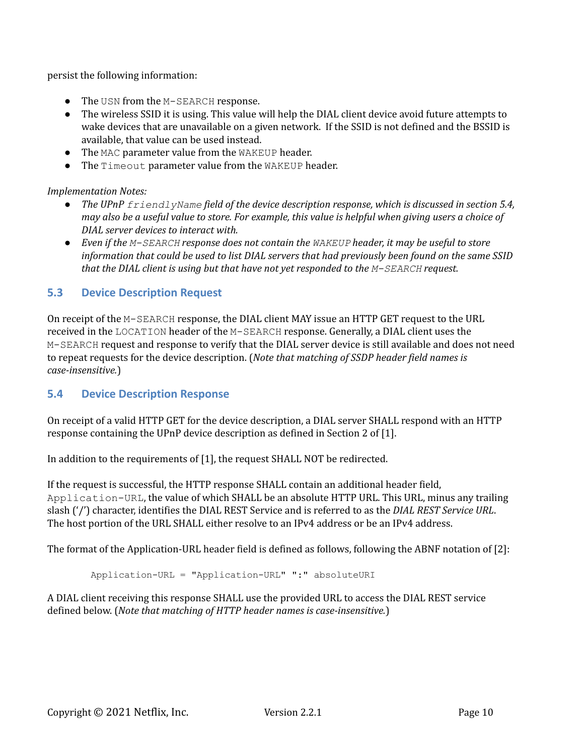persist the following information:

- The `USN` from the `M-SEARCH` response.
- The wireless SSID it is using. This value will help the DIAL client device avoid future attempts to wake devices that are unavailable on a given network. If the SSID is not defined and the BSSID is available, that value can be used instead.
- The `MAC` parameter value from the `WAKEUP` header.
- The `Timeout` parameter value from the `WAKEUP` header.

*Implementation Notes:*

- *The UPnP `friendlyName` field of the device description response, which is discussed in section 5.4, may also be a useful value to store. For example, this value is helpful when giving users a choice of DIAL server devices to interact with.*
- *Even if the `M-SEARCH` response does not contain the `WAKEUP` header, it may be useful to store information that could be used to list DIAL servers that had previously been found on the same SSID that the DIAL client is using but that have not yet responded to the `M-SEARCH` request.*

## 5.3 Device Description Request

On receipt of the `M-SEARCH` response, the DIAL client MAY issue an HTTP GET request to the URL received in the `LOCATION` header of the `M-SEARCH` response. Generally, a DIAL client uses the `M-SEARCH` request and response to verify that the DIAL server device is still available and does not need to repeat requests for the device description. (*Note that matching of SSDP header field names is case-insensitive.*)

## 5.4 Device Description Response

On receipt of a valid HTTP GET for the device description, a DIAL server SHALL respond with an HTTP response containing the UPnP device description as defined in Section 2 of [1].

In addition to the requirements of [1], the request SHALL NOT be redirected.

If the request is successful, the HTTP response SHALL contain an additional header field, `Application-URL`, the value of which SHALL be an absolute HTTP URL. This URL, minus any trailing slash ('/') character, identifies the DIAL REST Service and is referred to as the *DIAL REST Service URL*. The host portion of the URL SHALL either resolve to an IPv4 address or be an IPv4 address.

The format of the Application-URL header field is defined as follows, following the ABNF notation of [2]:

```
Application-URL = "Application-URL" ":" absoluteURI
```

A DIAL client receiving this response SHALL use the provided URL to access the DIAL REST service defined below. (*Note that matching of HTTP header names is case-insensitive.*)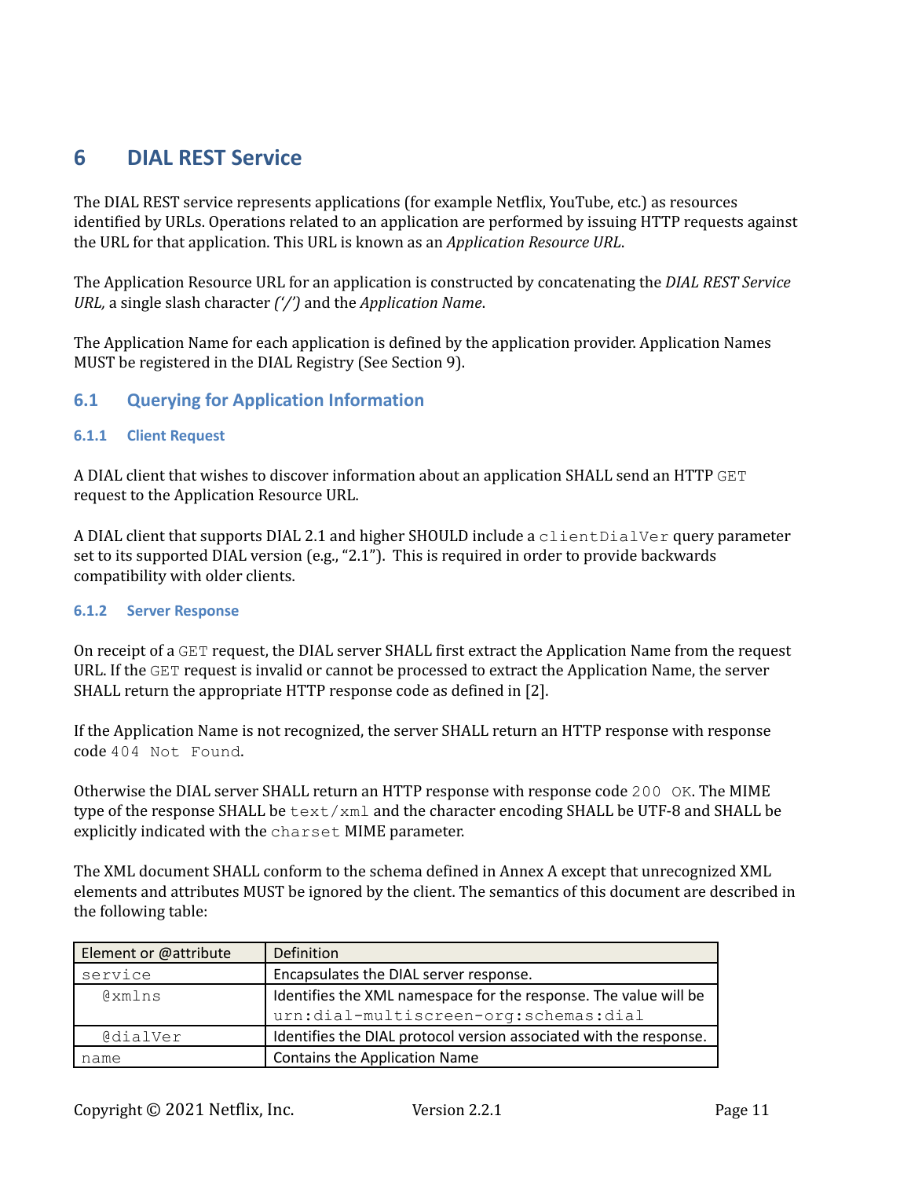# 6 DIAL REST Service

The DIAL REST service represents applications (for example Netflix, YouTube, etc.) as resources identified by URLs. Operations related to an application are performed by issuing HTTP requests against the URL for that application. This URL is known as an *Application Resource URL*.

The Application Resource URL for an application is constructed by concatenating the *DIAL REST Service URL,* a single slash character *('/')* and the *Application Name*.

The Application Name for each application is defined by the application provider. Application Names MUST be registered in the DIAL Registry (See Section 9).

## 6.1 Querying for Application Information

### 6.1.1 Client Request

A DIAL client that wishes to discover information about an application SHALL send an HTTP `GET` request to the Application Resource URL.

A DIAL client that supports DIAL 2.1 and higher SHOULD include a `clientDialVer` query parameter set to its supported DIAL version (e.g., "2.1"). This is required in order to provide backwards compatibility with older clients.

### 6.1.2 Server Response

On receipt of a `GET` request, the DIAL server SHALL first extract the Application Name from the request URL. If the `GET` request is invalid or cannot be processed to extract the Application Name, the server SHALL return the appropriate HTTP response code as defined in [2].

If the Application Name is not recognized, the server SHALL return an HTTP response with response code `404 Not Found`.

Otherwise the DIAL server SHALL return an HTTP response with response code `200 OK`. The MIME type of the response SHALL be `text/xml` and the character encoding SHALL be UTF-8 and SHALL be explicitly indicated with the `charset` MIME parameter.

The XML document SHALL conform to the schema defined in Annex A except that unrecognized XML elements and attributes MUST be ignored by the client. The semantics of this document are described in the following table:

| Element or @attribute | Definition |
|---|---|
| `service` | Encapsulates the DIAL server response. |
| `@xmlns` | Identifies the XML namespace for the response. The value will be `urn:dial-multiscreen-org:schemas:dial` |
| `@dialVer` | Identifies the DIAL protocol version associated with the response. |
| `name` | Contains the Application Name |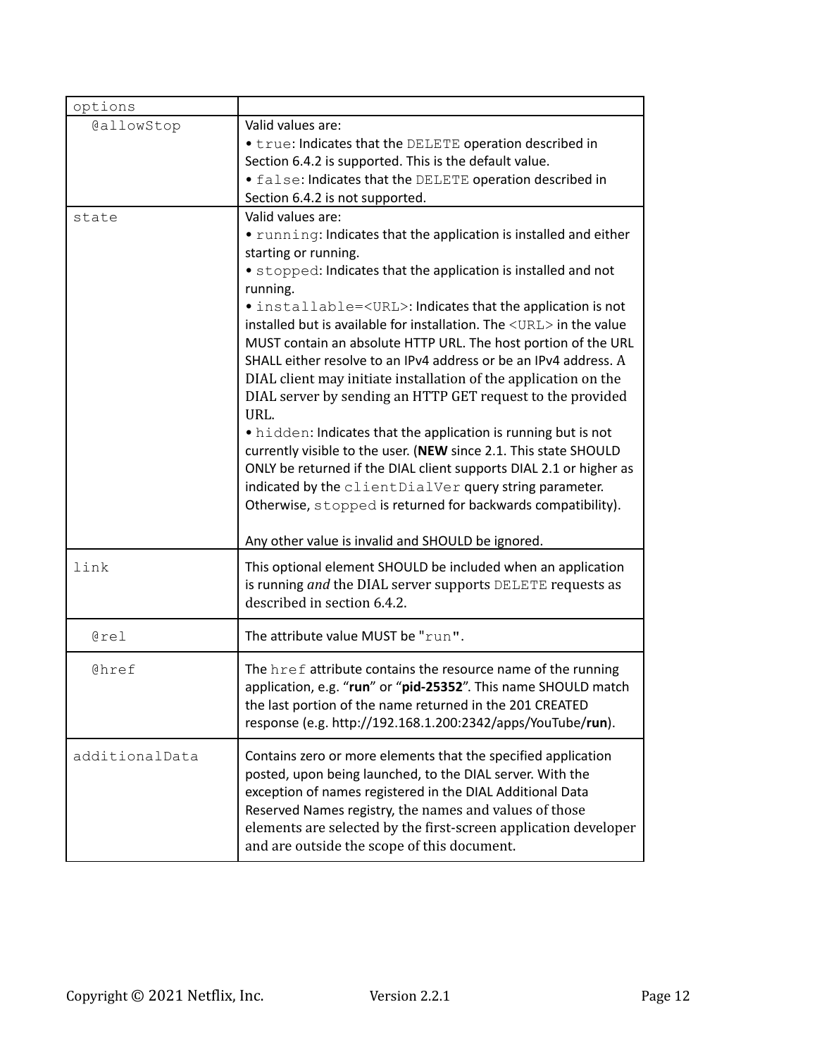| | |
|---|---|
| options | |
| @allowStop | Valid values are:<br>• true: Indicates that the DELETE operation described in Section 6.4.2 is supported. This is the default value.<br>• false: Indicates that the DELETE operation described in Section 6.4.2 is not supported. |
| state | Valid values are:<br>• running: Indicates that the application is installed and either starting or running.<br>• stopped: Indicates that the application is installed and not running.<br>• installable=<URL>: Indicates that the application is not installed but is available for installation. The <URL> in the value MUST contain an absolute HTTP URL. The host portion of the URL SHALL either resolve to an IPv4 address or be an IPv4 address. A DIAL client may initiate installation of the application on the DIAL server by sending an HTTP GET request to the provided URL.<br>• hidden: Indicates that the application is running but is not currently visible to the user. (**NEW** since 2.1. This state SHOULD ONLY be returned if the DIAL client supports DIAL 2.1 or higher as indicated by the clientDialVer query string parameter. Otherwise, stopped is returned for backwards compatibility).<br><br>Any other value is invalid and SHOULD be ignored. |
| link | This optional element SHOULD be included when an application is running *and* the DIAL server supports DELETE requests as described in section 6.4.2. |
| @rel | The attribute value MUST be "run". |
| @href | The href attribute contains the resource name of the running application, e.g. "**run**" or "**pid-25352**". This name SHOULD match the last portion of the name returned in the 201 CREATED response (e.g. http://192.168.1.200:2342/apps/YouTube/**run**). |
| additionalData | Contains zero or more elements that the specified application posted, upon being launched, to the DIAL server. With the exception of names registered in the DIAL Additional Data Reserved Names registry, the names and values of those elements are selected by the first-screen application developer and are outside the scope of this document. |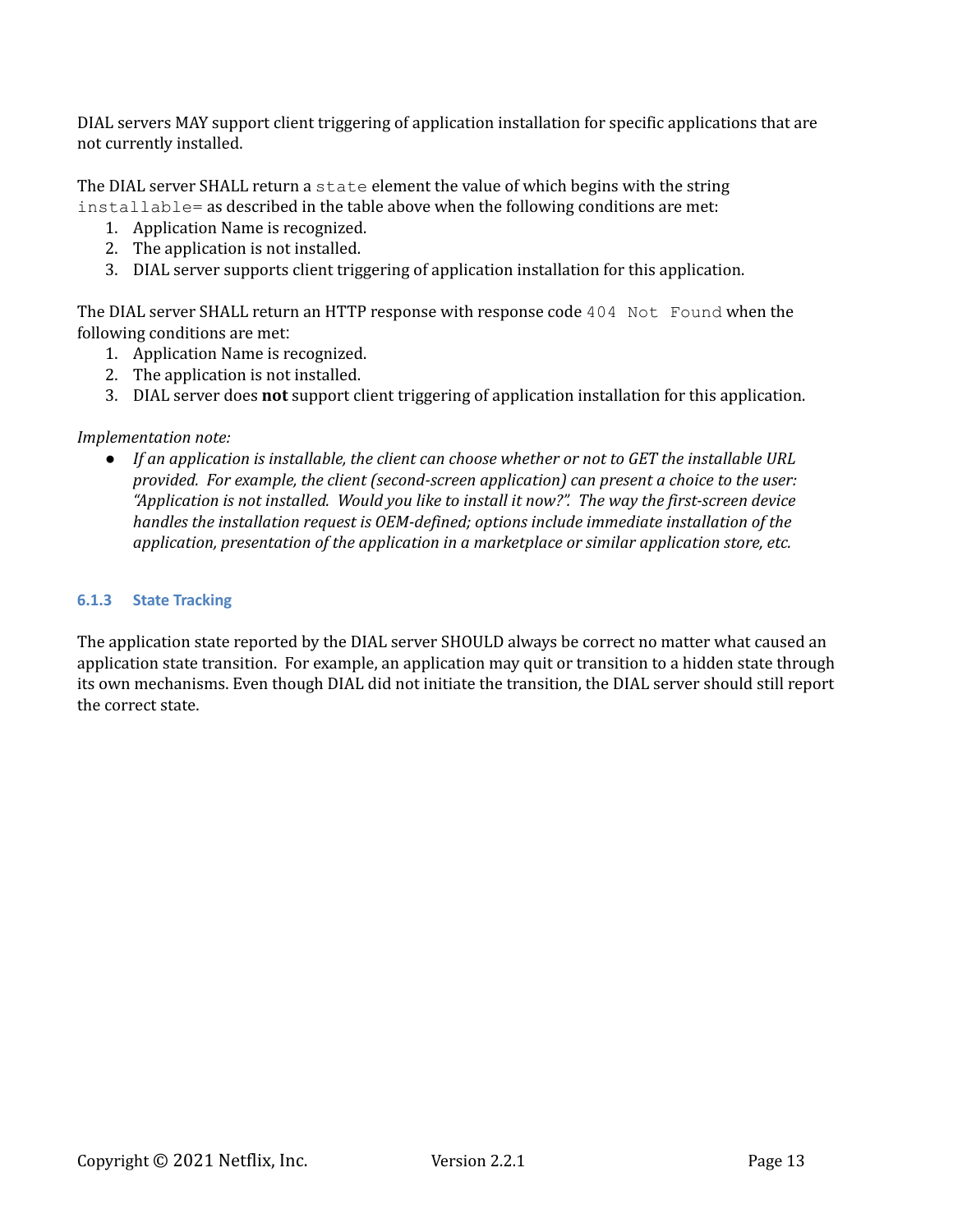DIAL servers MAY support client triggering of application installation for specific applications that are not currently installed.

The DIAL server SHALL return a `state` element the value of which begins with the string `installable=` as described in the table above when the following conditions are met:

1. Application Name is recognized.
2. The application is not installed.
3. DIAL server supports client triggering of application installation for this application.

The DIAL server SHALL return an HTTP response with response code `404 Not Found` when the following conditions are met:

1. Application Name is recognized.
2. The application is not installed.
3. DIAL server does **not** support client triggering of application installation for this application.

*Implementation note:*

- *If an application is installable, the client can choose whether or not to GET the installable URL provided. For example, the client (second-screen application) can present a choice to the user: "Application is not installed. Would you like to install it now?". The way the first-screen device handles the installation request is OEM-defined; options include immediate installation of the application, presentation of the application in a marketplace or similar application store, etc.*

### 6.1.3 State Tracking

The application state reported by the DIAL server SHOULD always be correct no matter what caused an application state transition. For example, an application may quit or transition to a hidden state through its own mechanisms. Even though DIAL did not initiate the transition, the DIAL server should still report the correct state.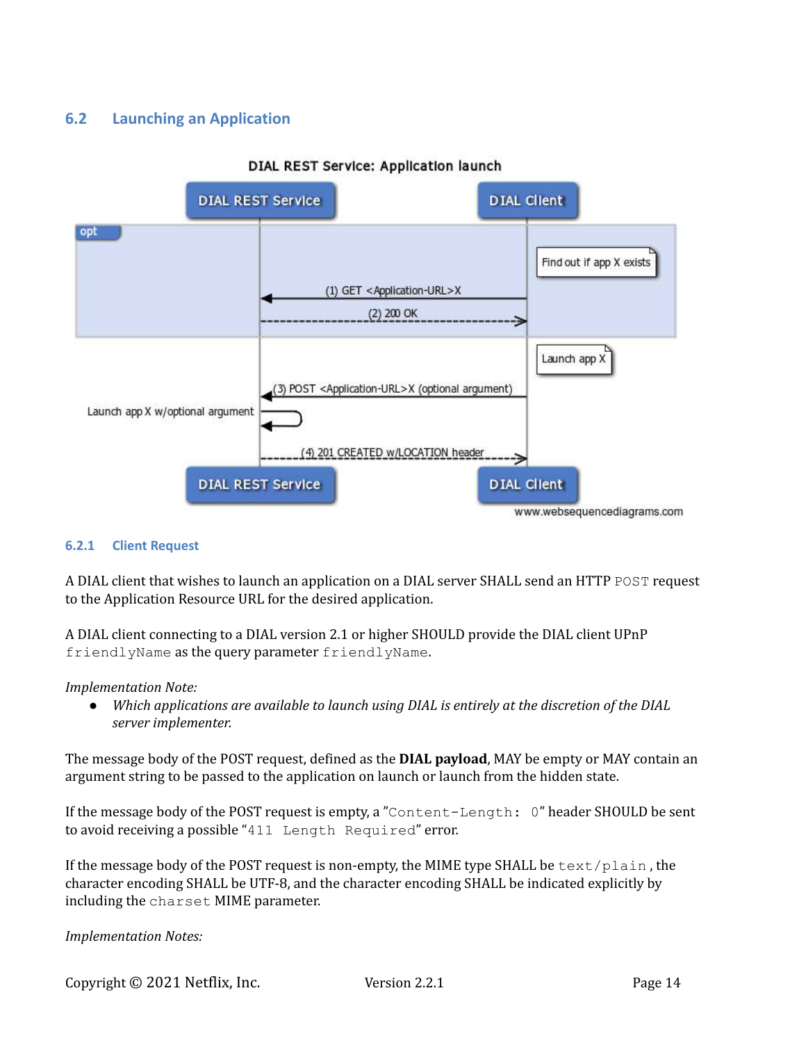## 6.2 Launching an Application

**DIAL REST Service: Application launch**

DIAL REST Service — DIAL Client

opt

- Find out if app X exists
- (1) GET <Application-URL>X
- (2) 200 OK

Launch app X

- (3) POST <Application-URL>X (optional argument)
- Launch app X w/optional argument
- (4) 201 CREATED w/LOCATION header

www.websequencediagrams.com

### 6.2.1 Client Request

A DIAL client that wishes to launch an application on a DIAL server SHALL send an HTTP `POST` request to the Application Resource URL for the desired application.

A DIAL client connecting to a DIAL version 2.1 or higher SHOULD provide the DIAL client UPnP `friendlyName` as the query parameter `friendlyName`.

*Implementation Note:*

- *Which applications are available to launch using DIAL is entirely at the discretion of the DIAL server implementer.*

The message body of the POST request, defined as the **DIAL payload**, MAY be empty or MAY contain an argument string to be passed to the application on launch or launch from the hidden state.

If the message body of the POST request is empty, a "`Content-Length: 0`" header SHOULD be sent to avoid receiving a possible "`411 Length Required`" error.

If the message body of the POST request is non-empty, the MIME type SHALL be `text/plain`, the character encoding SHALL be UTF-8, and the character encoding SHALL be indicated explicitly by including the `charset` MIME parameter.

*Implementation Notes:*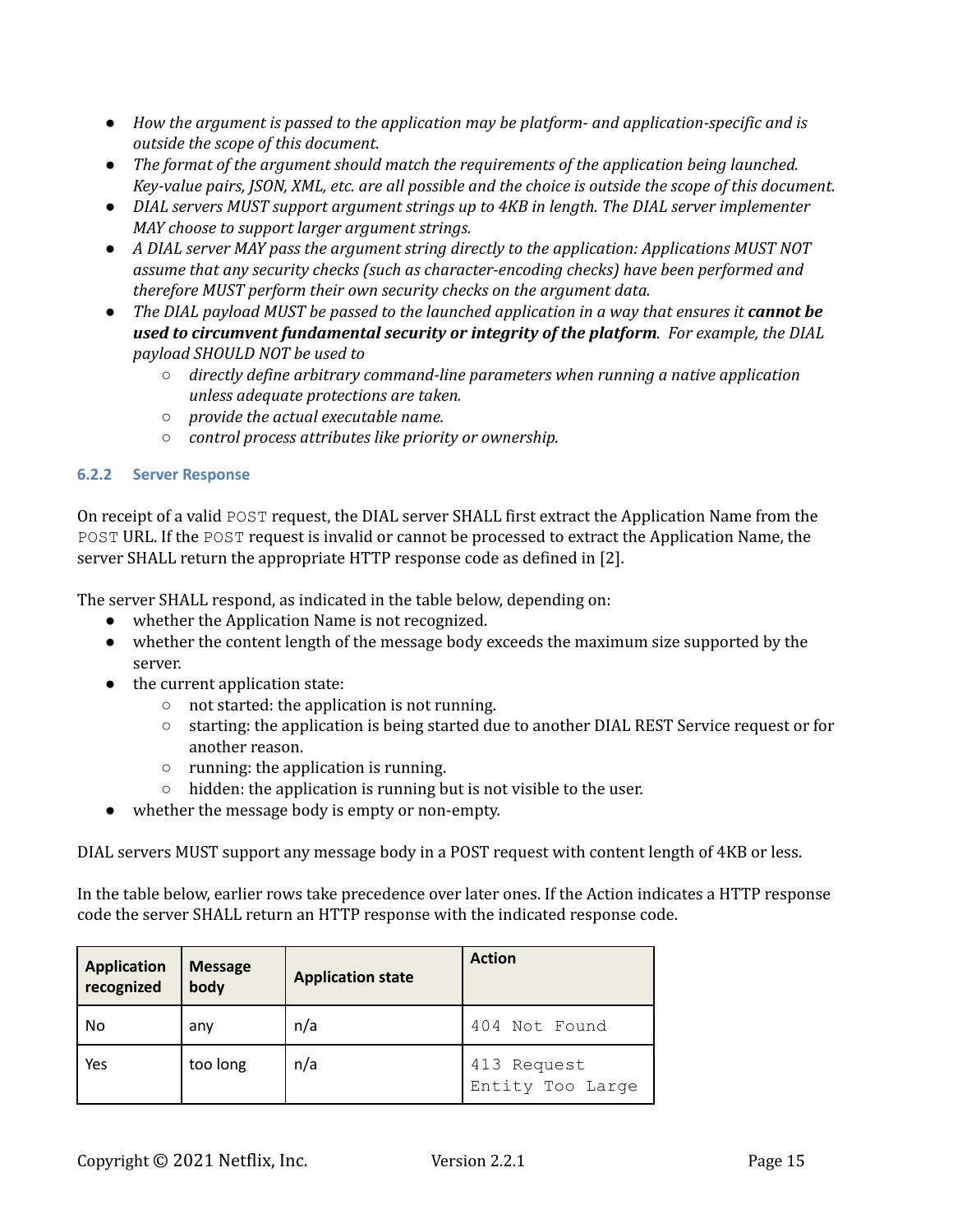- *How the argument is passed to the application may be platform- and application-specific and is outside the scope of this document.*
- *The format of the argument should match the requirements of the application being launched. Key-value pairs, JSON, XML, etc. are all possible and the choice is outside the scope of this document.*
- *DIAL servers MUST support argument strings up to 4KB in length. The DIAL server implementer MAY choose to support larger argument strings.*
- *A DIAL server MAY pass the argument string directly to the application: Applications MUST NOT assume that any security checks (such as character-encoding checks) have been performed and therefore MUST perform their own security checks on the argument data.*
- *The DIAL payload MUST be passed to the launched application in a way that ensures it **cannot be used to circumvent fundamental security or integrity of the platform**. For example, the DIAL payload SHOULD NOT be used to*
    - *directly define arbitrary command-line parameters when running a native application unless adequate protections are taken.*
    - *provide the actual executable name.*
    - *control process attributes like priority or ownership.*

### 6.2.2 Server Response

On receipt of a valid `POST` request, the DIAL server SHALL first extract the Application Name from the `POST` URL. If the `POST` request is invalid or cannot be processed to extract the Application Name, the server SHALL return the appropriate HTTP response code as defined in [2].

The server SHALL respond, as indicated in the table below, depending on:

- whether the Application Name is not recognized.
- whether the content length of the message body exceeds the maximum size supported by the server.
- the current application state:
    - not started: the application is not running.
    - starting: the application is being started due to another DIAL REST Service request or for another reason.
    - running: the application is running.
    - hidden: the application is running but is not visible to the user.
- whether the message body is empty or non-empty.

DIAL servers MUST support any message body in a POST request with content length of 4KB or less.

In the table below, earlier rows take precedence over later ones. If the Action indicates a HTTP response code the server SHALL return an HTTP response with the indicated response code.

| Application recognized | Message body | Application state | Action |
|---|---|---|---|
| No | any | n/a | `404 Not Found` |
| Yes | too long | n/a | `413 Request Entity Too Large` |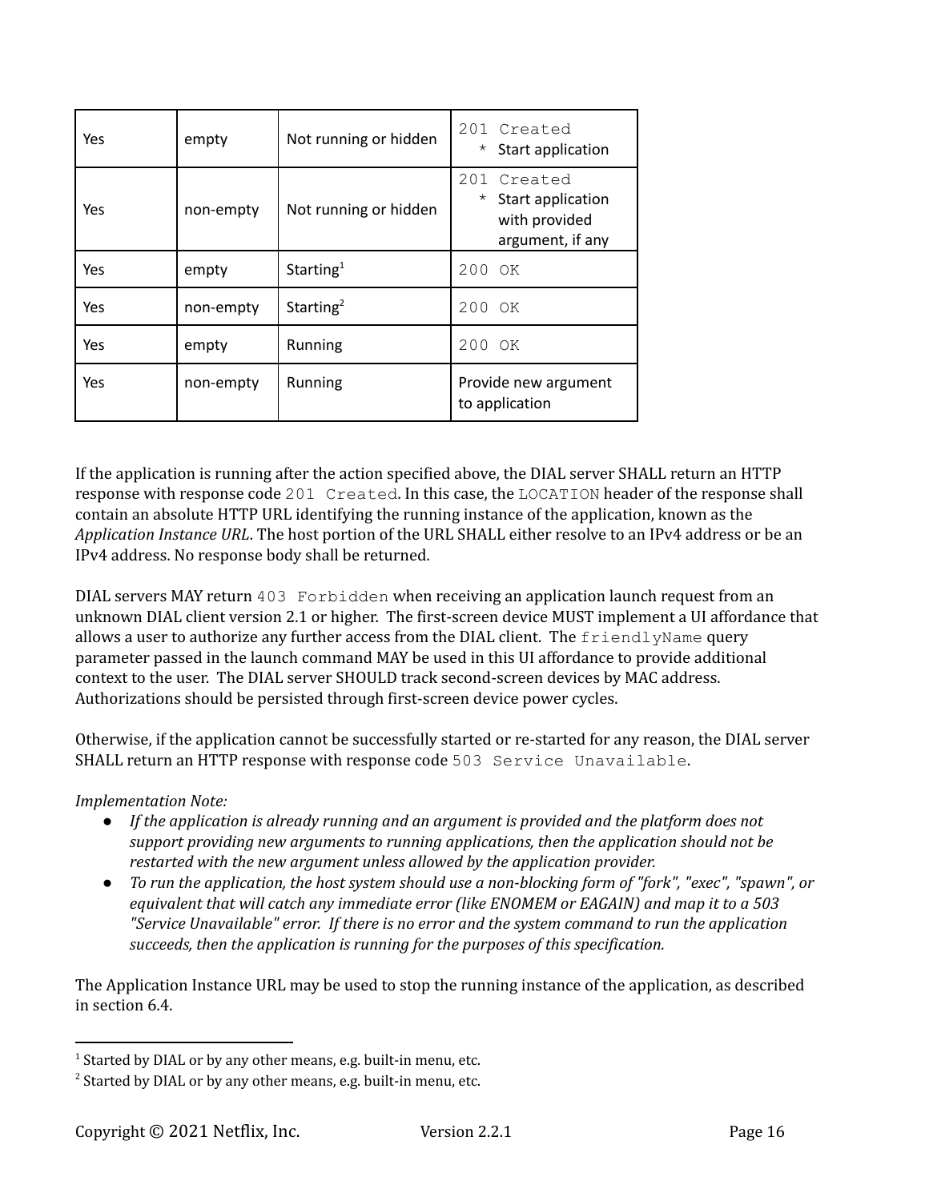| Yes | empty | Not running or hidden | `201 Created`<br>* Start application |
|---|---|---|---|
| Yes | non-empty | Not running or hidden | `201 Created`<br>* Start application with provided argument, if any |
| Yes | empty | Starting[1] | `200 OK` |
| Yes | non-empty | Starting[2] | `200 OK` |
| Yes | empty | Running | `200 OK` |
| Yes | non-empty | Running | Provide new argument to application |

If the application is running after the action specified above, the DIAL server SHALL return an HTTP response with response code `201 Created`. In this case, the `LOCATION` header of the response shall contain an absolute HTTP URL identifying the running instance of the application, known as the *Application Instance URL*. The host portion of the URL SHALL either resolve to an IPv4 address or be an IPv4 address. No response body shall be returned.

DIAL servers MAY return `403 Forbidden` when receiving an application launch request from an unknown DIAL client version 2.1 or higher. The first-screen device MUST implement a UI affordance that allows a user to authorize any further access from the DIAL client. The `friendlyName` query parameter passed in the launch command MAY be used in this UI affordance to provide additional context to the user. The DIAL server SHOULD track second-screen devices by MAC address. Authorizations should be persisted through first-screen device power cycles.

Otherwise, if the application cannot be successfully started or re-started for any reason, the DIAL server SHALL return an HTTP response with response code `503 Service Unavailable`.

*Implementation Note:*

- *If the application is already running and an argument is provided and the platform does not support providing new arguments to running applications, then the application should not be restarted with the new argument unless allowed by the application provider.*
- *To run the application, the host system should use a non-blocking form of "fork", "exec", "spawn", or equivalent that will catch any immediate error (like ENOMEM or EAGAIN) and map it to a 503 "Service Unavailable" error. If there is no error and the system command to run the application succeeds, then the application is running for the purposes of this specification.*

The Application Instance URL may be used to stop the running instance of the application, as described in section 6.4.

[1] Started by DIAL or by any other means, e.g. built-in menu, etc.

[2] Started by DIAL or by any other means, e.g. built-in menu, etc.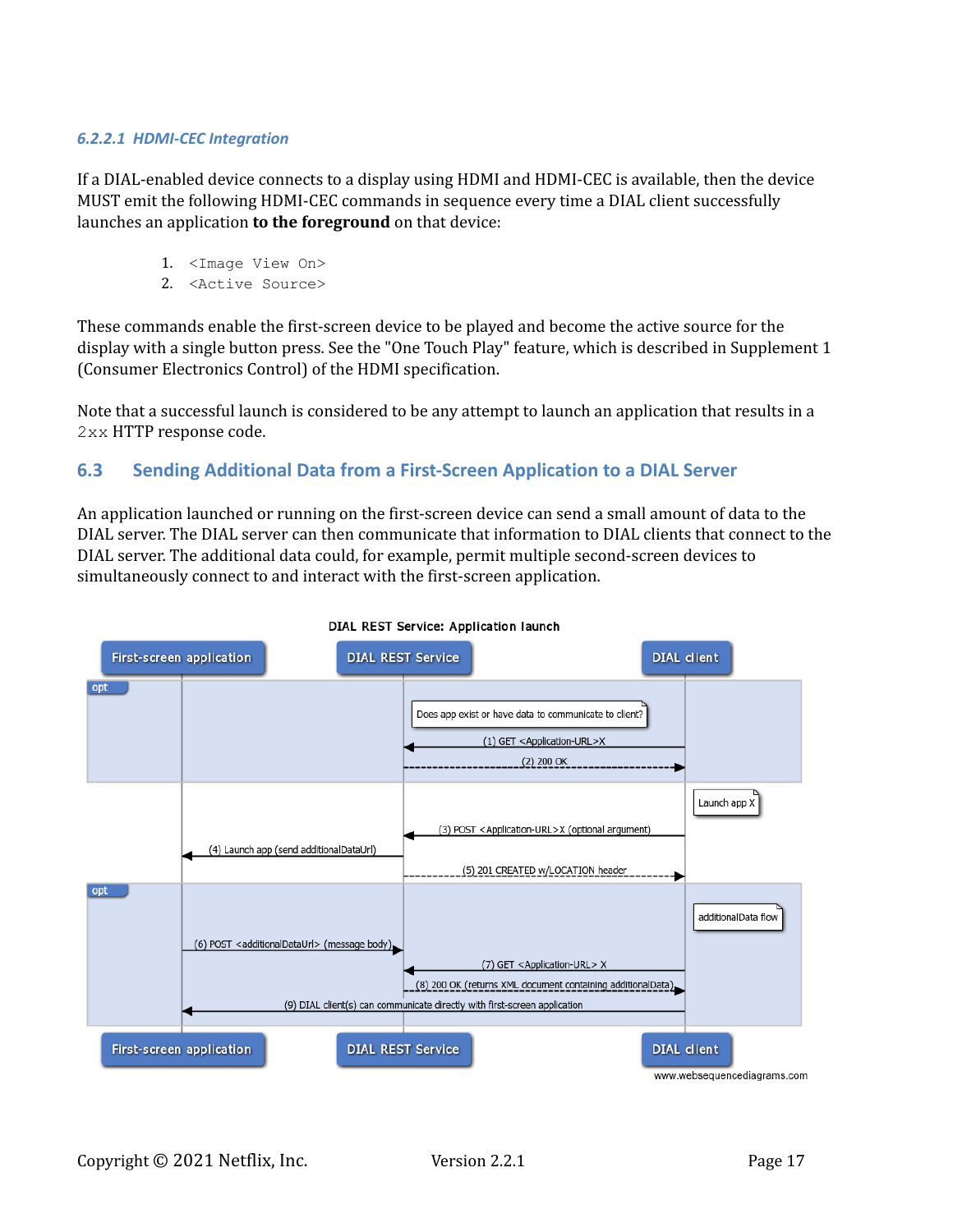#### 6.2.2.1 HDMI-CEC Integration

If a DIAL-enabled device connects to a display using HDMI and HDMI-CEC is available, then the device MUST emit the following HDMI-CEC commands in sequence every time a DIAL client successfully launches an application **to the foreground** on that device:

1. `<Image View On>`
2. `<Active Source>`

These commands enable the first-screen device to be played and become the active source for the display with a single button press. See the "One Touch Play" feature, which is described in Supplement 1 (Consumer Electronics Control) of the HDMI specification.

Note that a successful launch is considered to be any attempt to launch an application that results in a `2xx` HTTP response code.

## 6.3 Sending Additional Data from a First-Screen Application to a DIAL Server

An application launched or running on the first-screen device can send a small amount of data to the DIAL server. The DIAL server can then communicate that information to DIAL clients that connect to the DIAL server. The additional data could, for example, permit multiple second-screen devices to simultaneously connect to and interact with the first-screen application.

**DIAL REST Service: Application launch**

Participants: First-screen application, DIAL REST Service, DIAL client

- opt — Does app exist or have data to communicate to client?
  - (1) GET <Application-URL>X
  - (2) 200 OK
- Launch app X
  - (3) POST <Application-URL>X (optional argument)
  - (4) Launch app (send additionalDataUrl)
  - (5) 201 CREATED w/LOCATION header
- opt — additionalData flow
  - (6) POST <additionalDataUrl> (message body)
  - (7) GET <Application-URL> X
  - (8) 200 OK (returns XML document containing additionalData)
  - (9) DIAL client(s) can communicate directly with first-screen application

www.websequencediagrams.com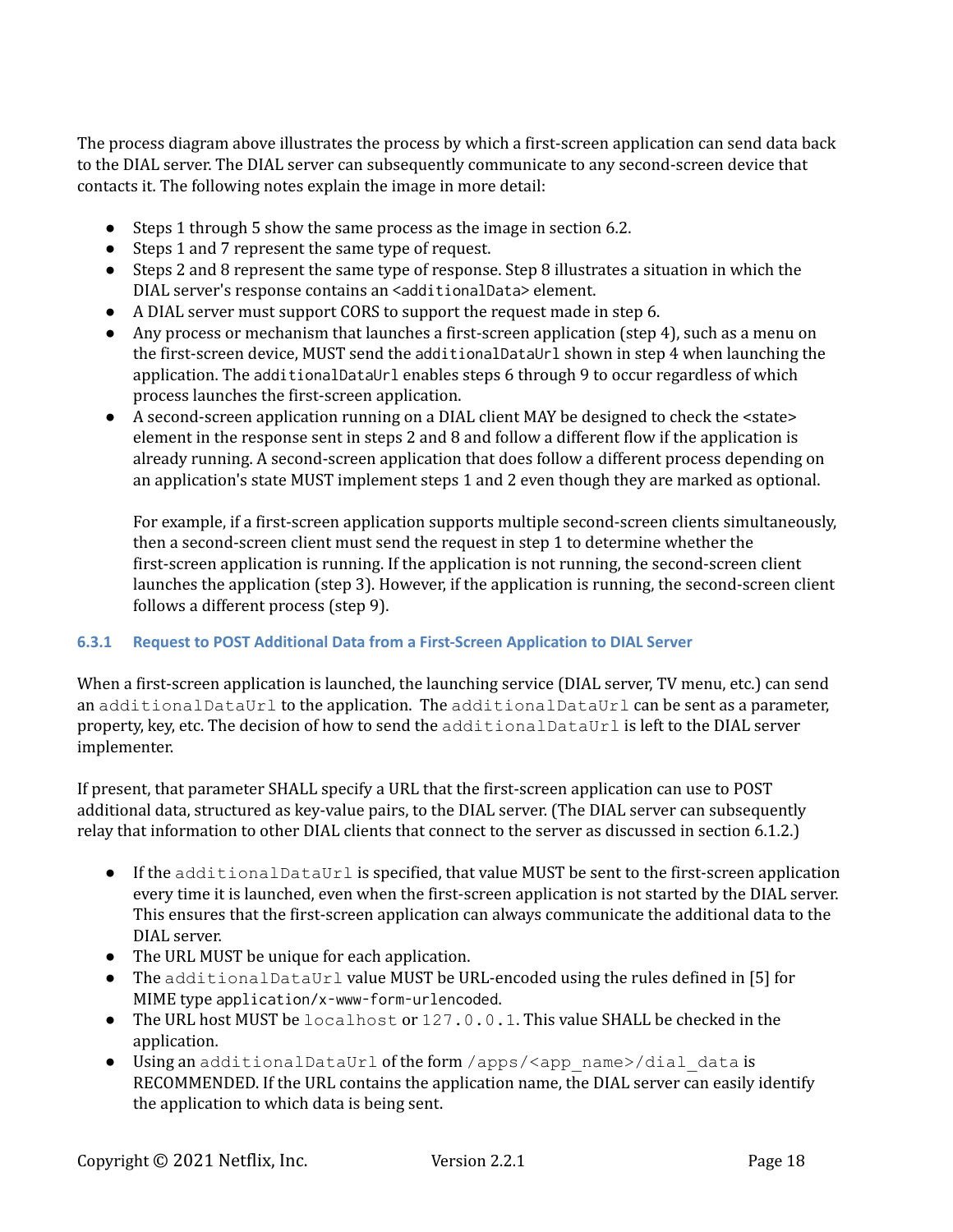The process diagram above illustrates the process by which a first-screen application can send data back to the DIAL server. The DIAL server can subsequently communicate to any second-screen device that contacts it. The following notes explain the image in more detail:

- Steps 1 through 5 show the same process as the image in section 6.2.
- Steps 1 and 7 represent the same type of request.
- Steps 2 and 8 represent the same type of response. Step 8 illustrates a situation in which the DIAL server's response contains an `<additionalData>` element.
- A DIAL server must support CORS to support the request made in step 6.
- Any process or mechanism that launches a first-screen application (step 4), such as a menu on the first-screen device, MUST send the `additionalDataUrl` shown in step 4 when launching the application. The `additionalDataUrl` enables steps 6 through 9 to occur regardless of which process launches the first-screen application.
- A second-screen application running on a DIAL client MAY be designed to check the <state> element in the response sent in steps 2 and 8 and follow a different flow if the application is already running. A second-screen application that does follow a different process depending on an application's state MUST implement steps 1 and 2 even though they are marked as optional.

  For example, if a first-screen application supports multiple second-screen clients simultaneously, then a second-screen client must send the request in step 1 to determine whether the first-screen application is running. If the application is not running, the second-screen client launches the application (step 3). However, if the application is running, the second-screen client follows a different process (step 9).

### 6.3.1 Request to POST Additional Data from a First-Screen Application to DIAL Server

When a first-screen application is launched, the launching service (DIAL server, TV menu, etc.) can send an `additionalDataUrl` to the application. The `additionalDataUrl` can be sent as a parameter, property, key, etc. The decision of how to send the `additionalDataUrl` is left to the DIAL server implementer.

If present, that parameter SHALL specify a URL that the first-screen application can use to POST additional data, structured as key-value pairs, to the DIAL server. (The DIAL server can subsequently relay that information to other DIAL clients that connect to the server as discussed in section 6.1.2.)

- If the `additionalDataUrl` is specified, that value MUST be sent to the first-screen application every time it is launched, even when the first-screen application is not started by the DIAL server. This ensures that the first-screen application can always communicate the additional data to the DIAL server.
- The URL MUST be unique for each application.
- The `additionalDataUrl` value MUST be URL-encoded using the rules defined in [5] for MIME type `application/x-www-form-urlencoded`.
- The URL host MUST be `localhost` or `127.0.0.1`. This value SHALL be checked in the application.
- Using an `additionalDataUrl` of the form `/apps/<app_name>/dial_data` is RECOMMENDED. If the URL contains the application name, the DIAL server can easily identify the application to which data is being sent.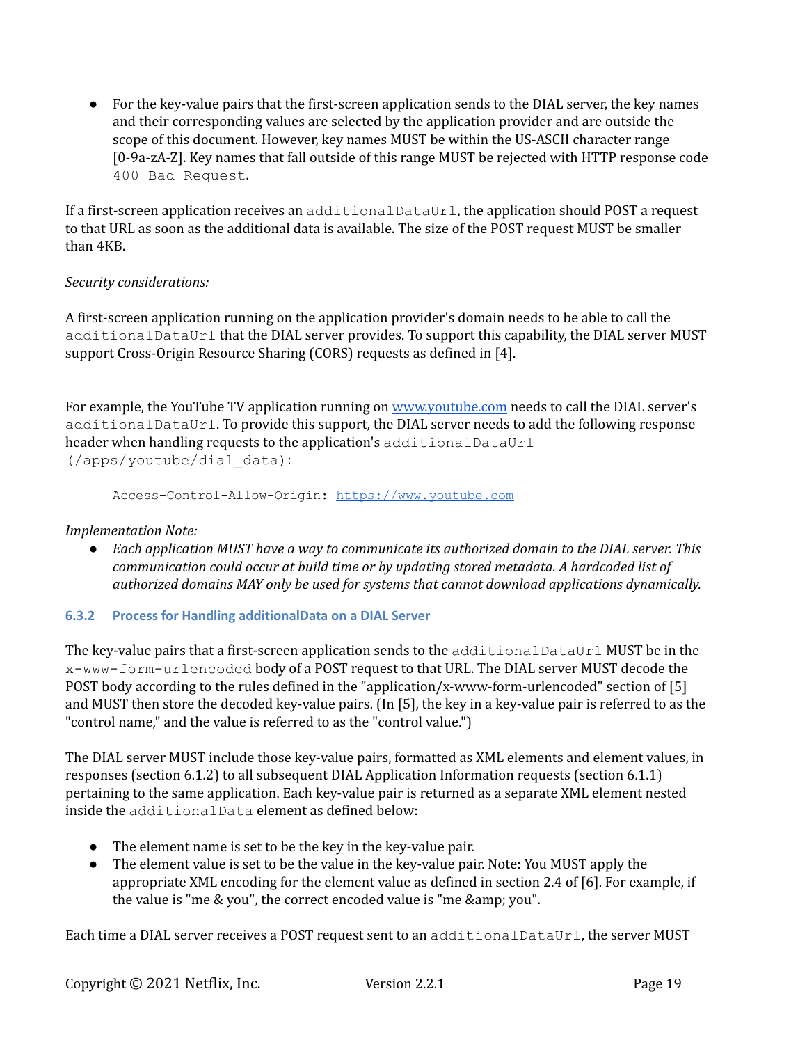- For the key-value pairs that the first-screen application sends to the DIAL server, the key names and their corresponding values are selected by the application provider and are outside the scope of this document. However, key names MUST be within the US-ASCII character range [0-9a-zA-Z]. Key names that fall outside of this range MUST be rejected with HTTP response code `400 Bad Request`.

If a first-screen application receives an `additionalDataUrl`, the application should POST a request to that URL as soon as the additional data is available. The size of the POST request MUST be smaller than 4KB.

*Security considerations:*

A first-screen application running on the application provider's domain needs to be able to call the `additionalDataUrl` that the DIAL server provides. To support this capability, the DIAL server MUST support Cross-Origin Resource Sharing (CORS) requests as defined in [4].

For example, the YouTube TV application running on www.youtube.com needs to call the DIAL server's `additionalDataUrl`. To provide this support, the DIAL server needs to add the following response header when handling requests to the application's `additionalDataUrl` (`/apps/youtube/dial_data`):

```
Access-Control-Allow-Origin: https://www.youtube.com
```

*Implementation Note:*

- *Each application MUST have a way to communicate its authorized domain to the DIAL server. This communication could occur at build time or by updating stored metadata. A hardcoded list of authorized domains MAY only be used for systems that cannot download applications dynamically.*

### 6.3.2 Process for Handling additionalData on a DIAL Server

The key-value pairs that a first-screen application sends to the `additionalDataUrl` MUST be in the `x-www-form-urlencoded` body of a POST request to that URL. The DIAL server MUST decode the POST body according to the rules defined in the "application/x-www-form-urlencoded" section of [5] and MUST then store the decoded key-value pairs. (In [5], the key in a key-value pair is referred to as the "control name," and the value is referred to as the "control value.")

The DIAL server MUST include those key-value pairs, formatted as XML elements and element values, in responses (section 6.1.2) to all subsequent DIAL Application Information requests (section 6.1.1) pertaining to the same application. Each key-value pair is returned as a separate XML element nested inside the `additionalData` element as defined below:

- The element name is set to be the key in the key-value pair.
- The element value is set to be the value in the key-value pair. Note: You MUST apply the appropriate XML encoding for the element value as defined in section 2.4 of [6]. For example, if the value is "me & you", the correct encoded value is "me &amp; you".

Each time a DIAL server receives a POST request sent to an `additionalDataUrl`, the server MUST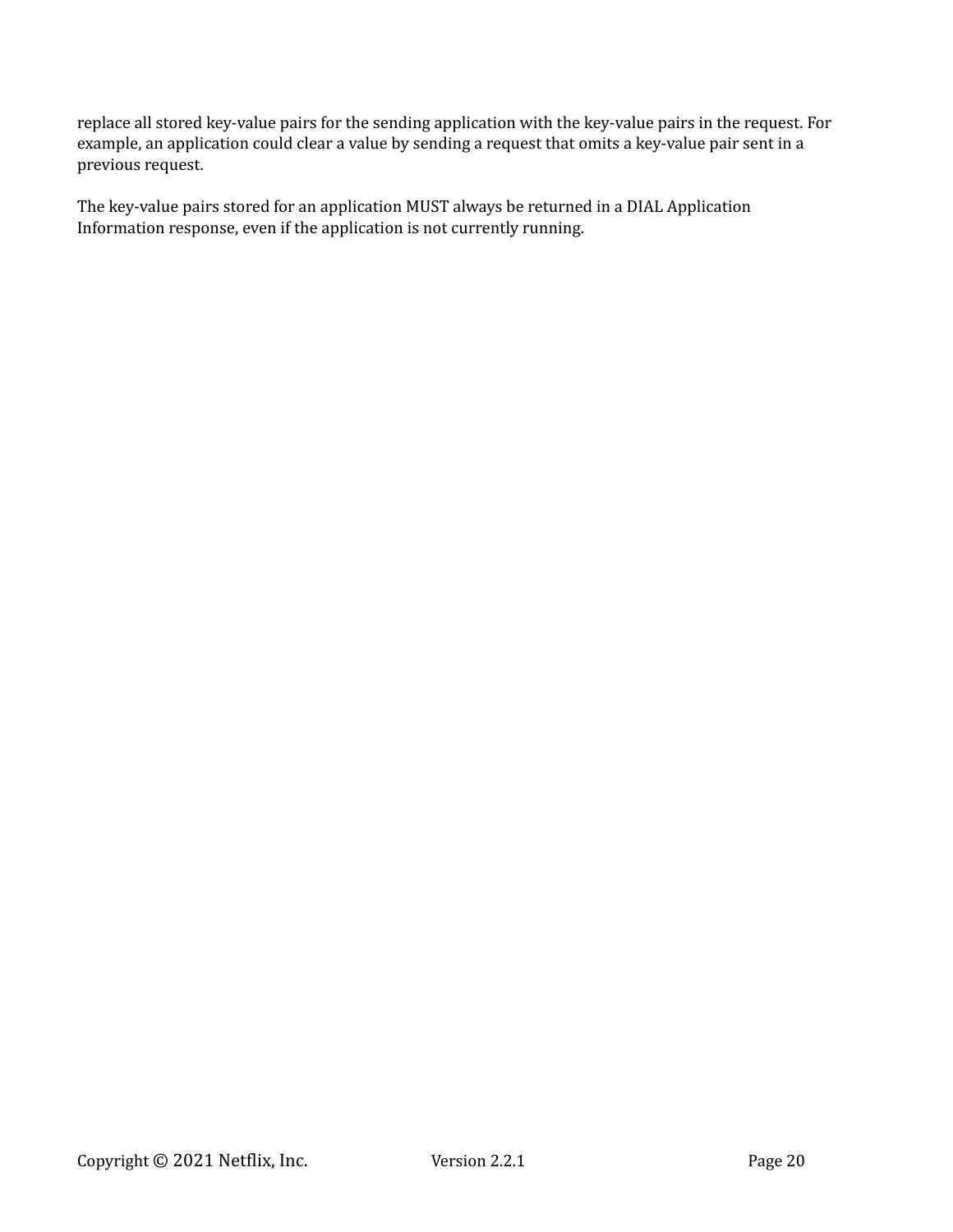replace all stored key-value pairs for the sending application with the key-value pairs in the request. For example, an application could clear a value by sending a request that omits a key-value pair sent in a previous request.

The key-value pairs stored for an application MUST always be returned in a DIAL Application Information response, even if the application is not currently running.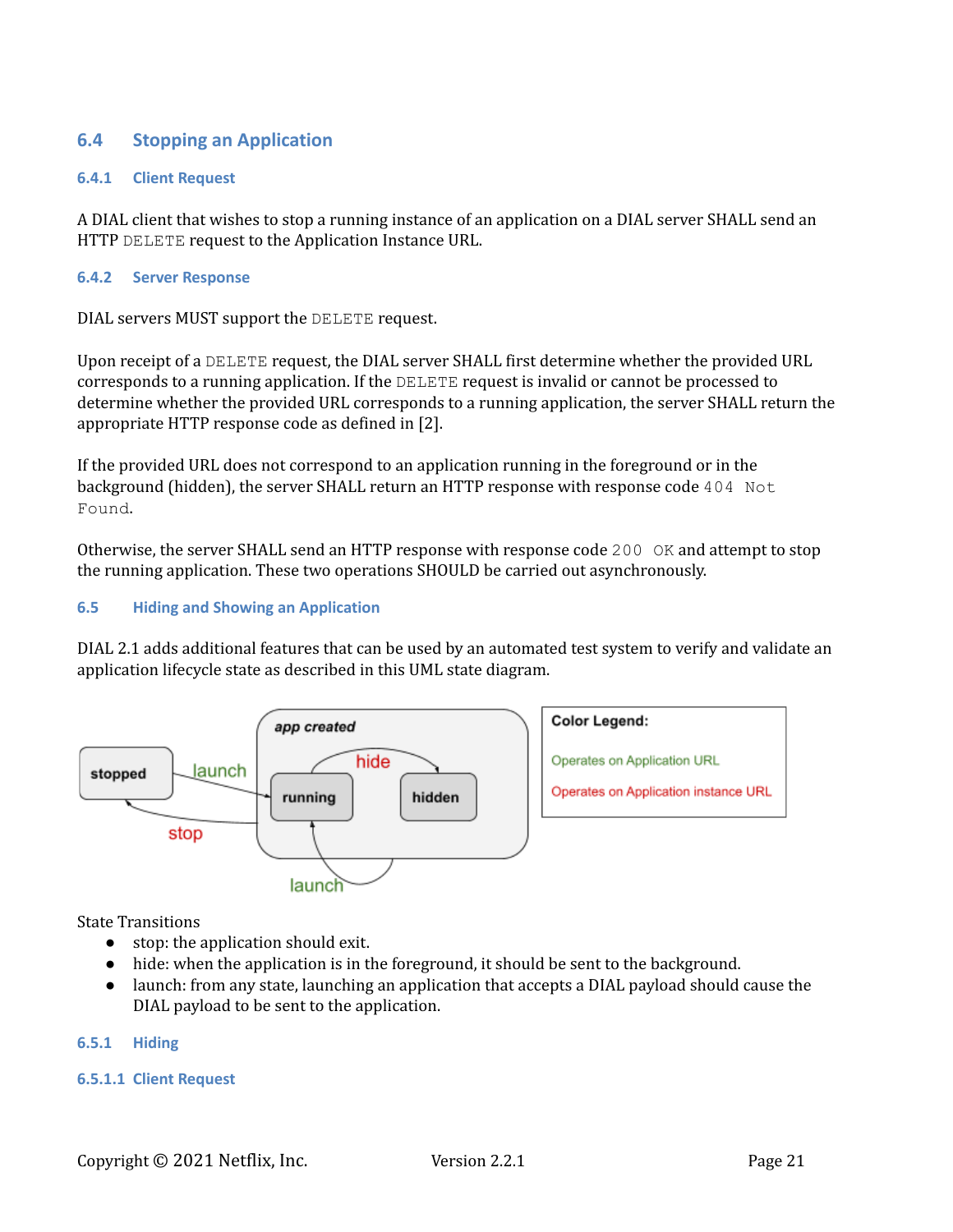## 6.4 Stopping an Application

### 6.4.1 Client Request

A DIAL client that wishes to stop a running instance of an application on a DIAL server SHALL send an HTTP `DELETE` request to the Application Instance URL.

### 6.4.2 Server Response

DIAL servers MUST support the `DELETE` request.

Upon receipt of a `DELETE` request, the DIAL server SHALL first determine whether the provided URL corresponds to a running application. If the `DELETE` request is invalid or cannot be processed to determine whether the provided URL corresponds to a running application, the server SHALL return the appropriate HTTP response code as defined in [2].

If the provided URL does not correspond to an application running in the foreground or in the background (hidden), the server SHALL return an HTTP response with response code `404 Not Found`.

Otherwise, the server SHALL send an HTTP response with response code `200 OK` and attempt to stop the running application. These two operations SHOULD be carried out asynchronously.

## 6.5 Hiding and Showing an Application

DIAL 2.1 adds additional features that can be used by an automated test system to verify and validate an application lifecycle state as described in this UML state diagram.

State Transitions

- stop: the application should exit.
- hide: when the application is in the foreground, it should be sent to the background.
- launch: from any state, launching an application that accepts a DIAL payload should cause the DIAL payload to be sent to the application.

### 6.5.1 Hiding

#### 6.5.1.1 Client Request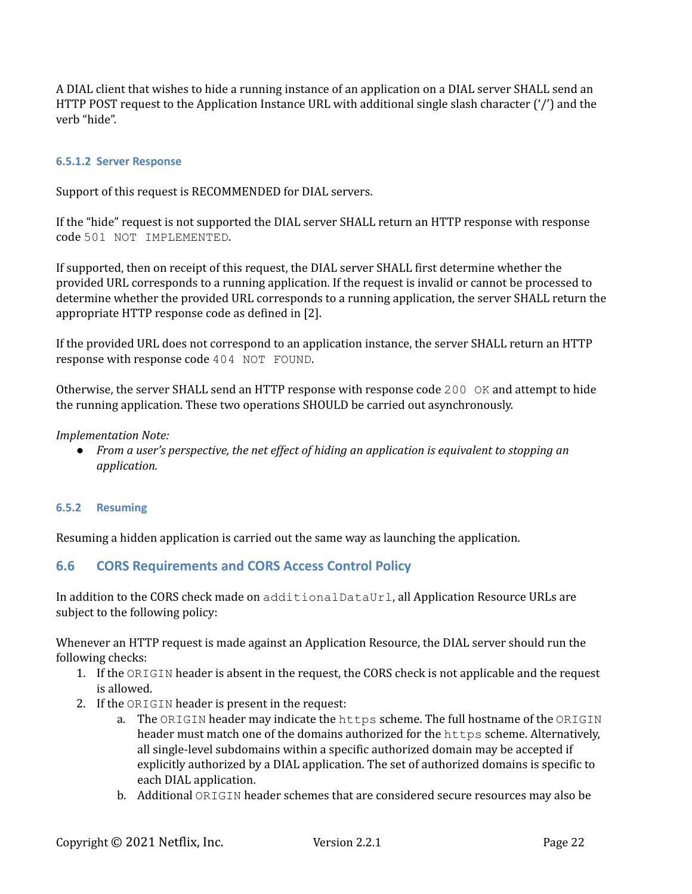A DIAL client that wishes to hide a running instance of an application on a DIAL server SHALL send an HTTP POST request to the Application Instance URL with additional single slash character ('/') and the verb "hide".

#### 6.5.1.2 Server Response

Support of this request is RECOMMENDED for DIAL servers.

If the "hide" request is not supported the DIAL server SHALL return an HTTP response with response code `501 NOT IMPLEMENTED`.

If supported, then on receipt of this request, the DIAL server SHALL first determine whether the provided URL corresponds to a running application. If the request is invalid or cannot be processed to determine whether the provided URL corresponds to a running application, the server SHALL return the appropriate HTTP response code as defined in [2].

If the provided URL does not correspond to an application instance, the server SHALL return an HTTP response with response code `404 NOT FOUND`.

Otherwise, the server SHALL send an HTTP response with response code `200 OK` and attempt to hide the running application. These two operations SHOULD be carried out asynchronously.

*Implementation Note:*

- *From a user's perspective, the net effect of hiding an application is equivalent to stopping an application.*

### 6.5.2 Resuming

Resuming a hidden application is carried out the same way as launching the application.

## 6.6 CORS Requirements and CORS Access Control Policy

In addition to the CORS check made on `additionalDataUrl`, all Application Resource URLs are subject to the following policy:

Whenever an HTTP request is made against an Application Resource, the DIAL server should run the following checks:

1. If the `ORIGIN` header is absent in the request, the CORS check is not applicable and the request is allowed.
2. If the `ORIGIN` header is present in the request:
   a. The `ORIGIN` header may indicate the `https` scheme. The full hostname of the `ORIGIN` header must match one of the domains authorized for the `https` scheme. Alternatively, all single-level subdomains within a specific authorized domain may be accepted if explicitly authorized by a DIAL application. The set of authorized domains is specific to each DIAL application.
   b. Additional `ORIGIN` header schemes that are considered secure resources may also be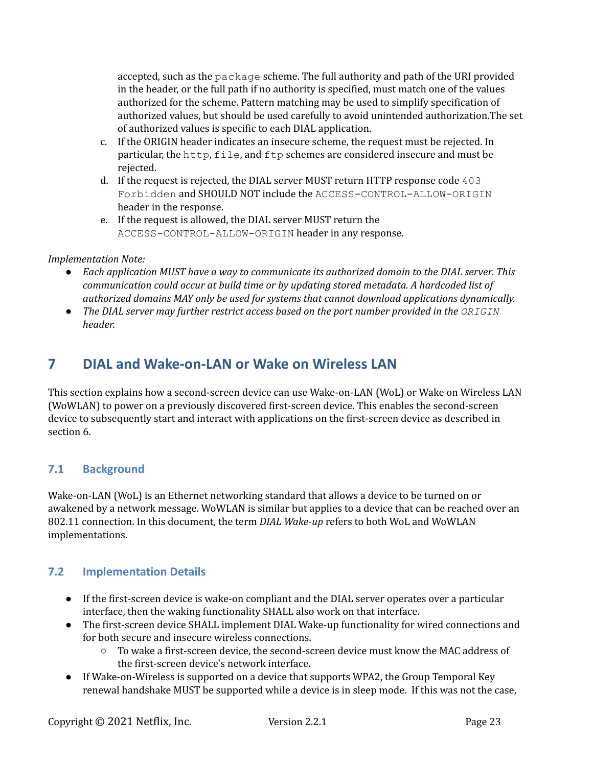accepted, such as the `package` scheme. The full authority and path of the URI provided in the header, or the full path if no authority is specified, must match one of the values authorized for the scheme. Pattern matching may be used to simplify specification of authorized values, but should be used carefully to avoid unintended authorization.The set of authorized values is specific to each DIAL application.

c. If the ORIGIN header indicates an insecure scheme, the request must be rejected. In particular, the `http`, `file`, and `ftp` schemes are considered insecure and must be rejected.
d. If the request is rejected, the DIAL server MUST return HTTP response code `403 Forbidden` and SHOULD NOT include the `ACCESS-CONTROL-ALLOW-ORIGIN` header in the response.
e. If the request is allowed, the DIAL server MUST return the `ACCESS-CONTROL-ALLOW-ORIGIN` header in any response.

*Implementation Note:*

- *Each application MUST have a way to communicate its authorized domain to the DIAL server. This communication could occur at build time or by updating stored metadata. A hardcoded list of authorized domains MAY only be used for systems that cannot download applications dynamically.*
- *The DIAL server may further restrict access based on the port number provided in the `ORIGIN` header.*

# 7 DIAL and Wake-on-LAN or Wake on Wireless LAN

This section explains how a second-screen device can use Wake-on-LAN (WoL) or Wake on Wireless LAN (WoWLAN) to power on a previously discovered first-screen device. This enables the second-screen device to subsequently start and interact with applications on the first-screen device as described in section 6.

## 7.1 Background

Wake-on-LAN (WoL) is an Ethernet networking standard that allows a device to be turned on or awakened by a network message. WoWLAN is similar but applies to a device that can be reached over an 802.11 connection. In this document, the term *DIAL Wake-up* refers to both WoL and WoWLAN implementations.

## 7.2 Implementation Details

- If the first-screen device is wake-on compliant and the DIAL server operates over a particular interface, then the waking functionality SHALL also work on that interface.
- The first-screen device SHALL implement DIAL Wake-up functionality for wired connections and for both secure and insecure wireless connections.
    - To wake a first-screen device, the second-screen device must know the MAC address of the first-screen device's network interface.
- If Wake-on-Wireless is supported on a device that supports WPA2, the Group Temporal Key renewal handshake MUST be supported while a device is in sleep mode. If this was not the case,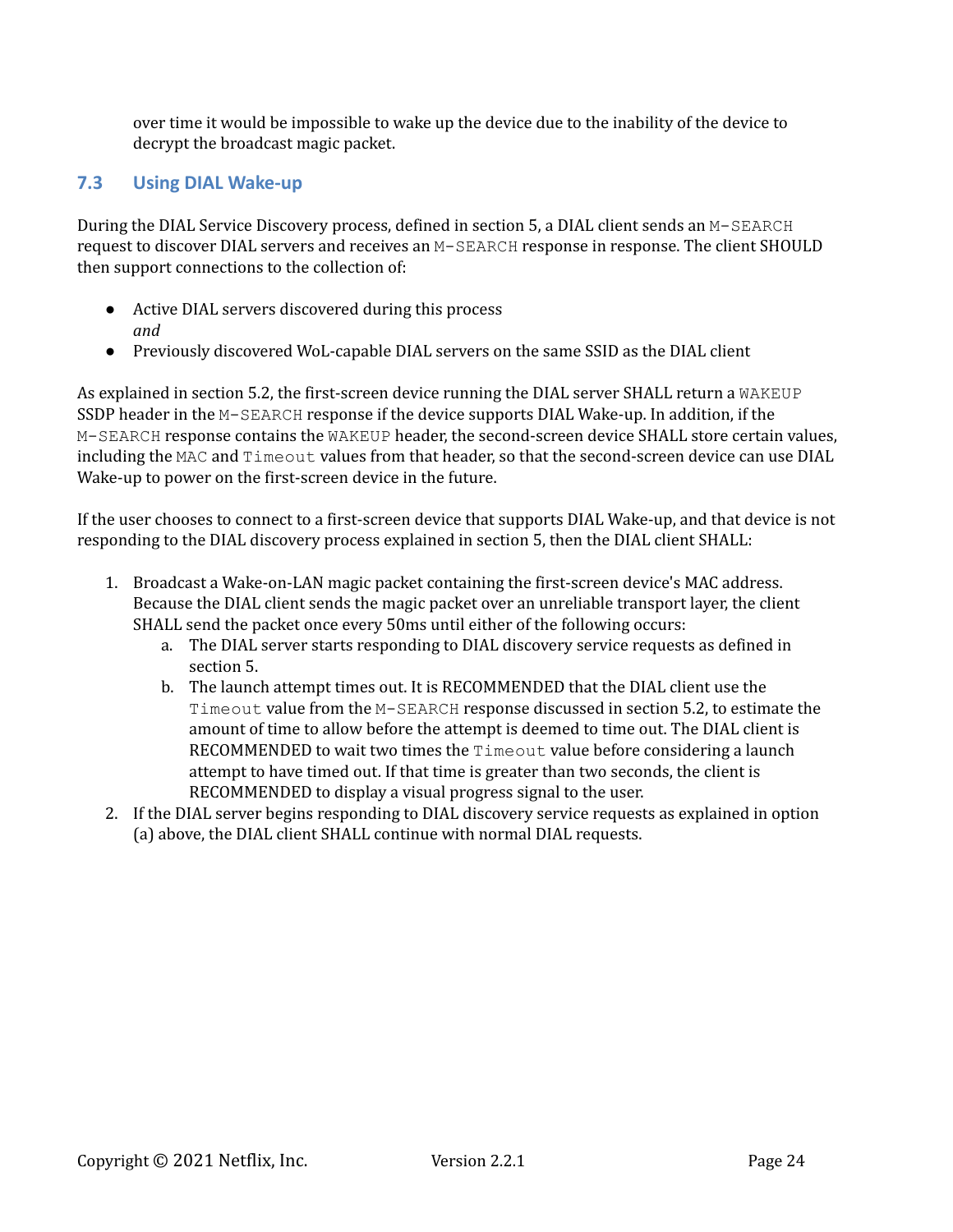over time it would be impossible to wake up the device due to the inability of the device to decrypt the broadcast magic packet.

## 7.3 Using DIAL Wake-up

During the DIAL Service Discovery process, defined in section 5, a DIAL client sends an `M-SEARCH` request to discover DIAL servers and receives an `M-SEARCH` response in response. The client SHOULD then support connections to the collection of:

- Active DIAL servers discovered during this process
  *and*
- Previously discovered WoL-capable DIAL servers on the same SSID as the DIAL client

As explained in section 5.2, the first-screen device running the DIAL server SHALL return a `WAKEUP` SSDP header in the `M-SEARCH` response if the device supports DIAL Wake-up. In addition, if the `M-SEARCH` response contains the `WAKEUP` header, the second-screen device SHALL store certain values, including the `MAC` and `Timeout` values from that header, so that the second-screen device can use DIAL Wake-up to power on the first-screen device in the future.

If the user chooses to connect to a first-screen device that supports DIAL Wake-up, and that device is not responding to the DIAL discovery process explained in section 5, then the DIAL client SHALL:

1. Broadcast a Wake-on-LAN magic packet containing the first-screen device's MAC address. Because the DIAL client sends the magic packet over an unreliable transport layer, the client SHALL send the packet once every 50ms until either of the following occurs:
   a. The DIAL server starts responding to DIAL discovery service requests as defined in section 5.
   b. The launch attempt times out. It is RECOMMENDED that the DIAL client use the `Timeout` value from the `M-SEARCH` response discussed in section 5.2, to estimate the amount of time to allow before the attempt is deemed to time out. The DIAL client is RECOMMENDED to wait two times the `Timeout` value before considering a launch attempt to have timed out. If that time is greater than two seconds, the client is RECOMMENDED to display a visual progress signal to the user.
2. If the DIAL server begins responding to DIAL discovery service requests as explained in option (a) above, the DIAL client SHALL continue with normal DIAL requests.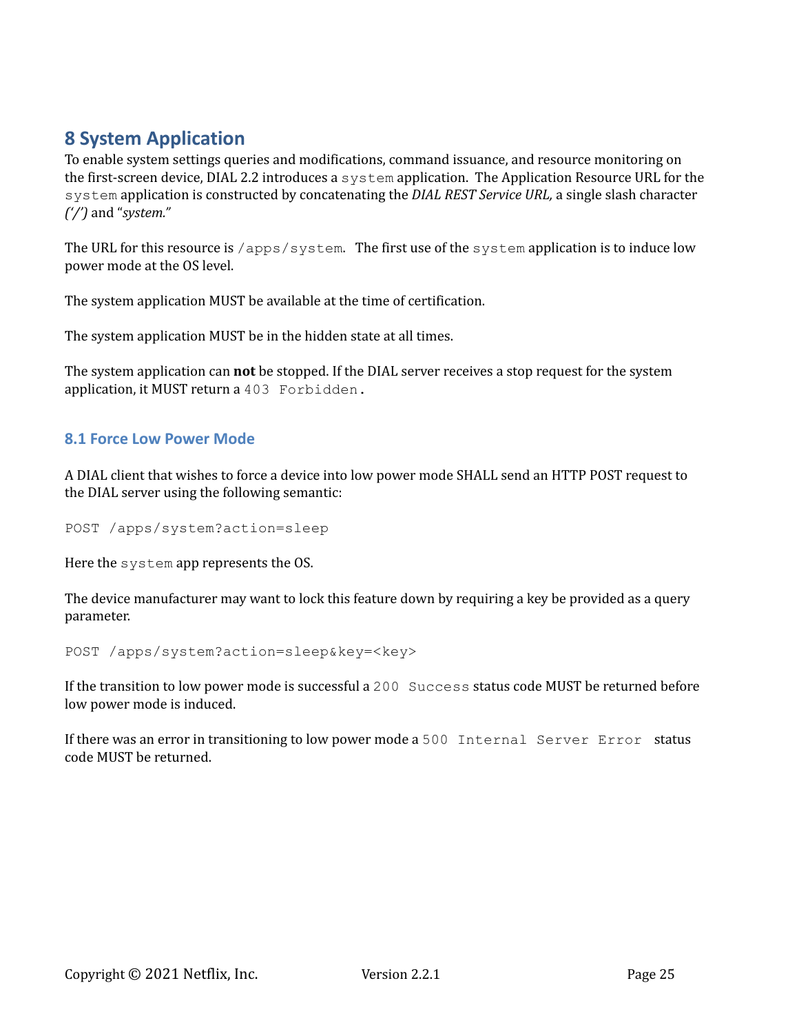## 8 System Application

To enable system settings queries and modifications, command issuance, and resource monitoring on the first-screen device, DIAL 2.2 introduces a `system` application. The Application Resource URL for the `system` application is constructed by concatenating the *DIAL REST Service URL,* a single slash character *('/')* and "*system.*"

The URL for this resource is `/apps/system`. The first use of the `system` application is to induce low power mode at the OS level.

The system application MUST be available at the time of certification.

The system application MUST be in the hidden state at all times.

The system application can **not** be stopped. If the DIAL server receives a stop request for the system application, it MUST return a `403 Forbidden`.

### 8.1 Force Low Power Mode

A DIAL client that wishes to force a device into low power mode SHALL send an HTTP POST request to the DIAL server using the following semantic:

```
POST /apps/system?action=sleep
```

Here the `system` app represents the OS.

The device manufacturer may want to lock this feature down by requiring a key be provided as a query parameter.

```
POST /apps/system?action=sleep&key=<key>
```

If the transition to low power mode is successful a `200 Success` status code MUST be returned before low power mode is induced.

If there was an error in transitioning to low power mode a `500 Internal Server Error` status code MUST be returned.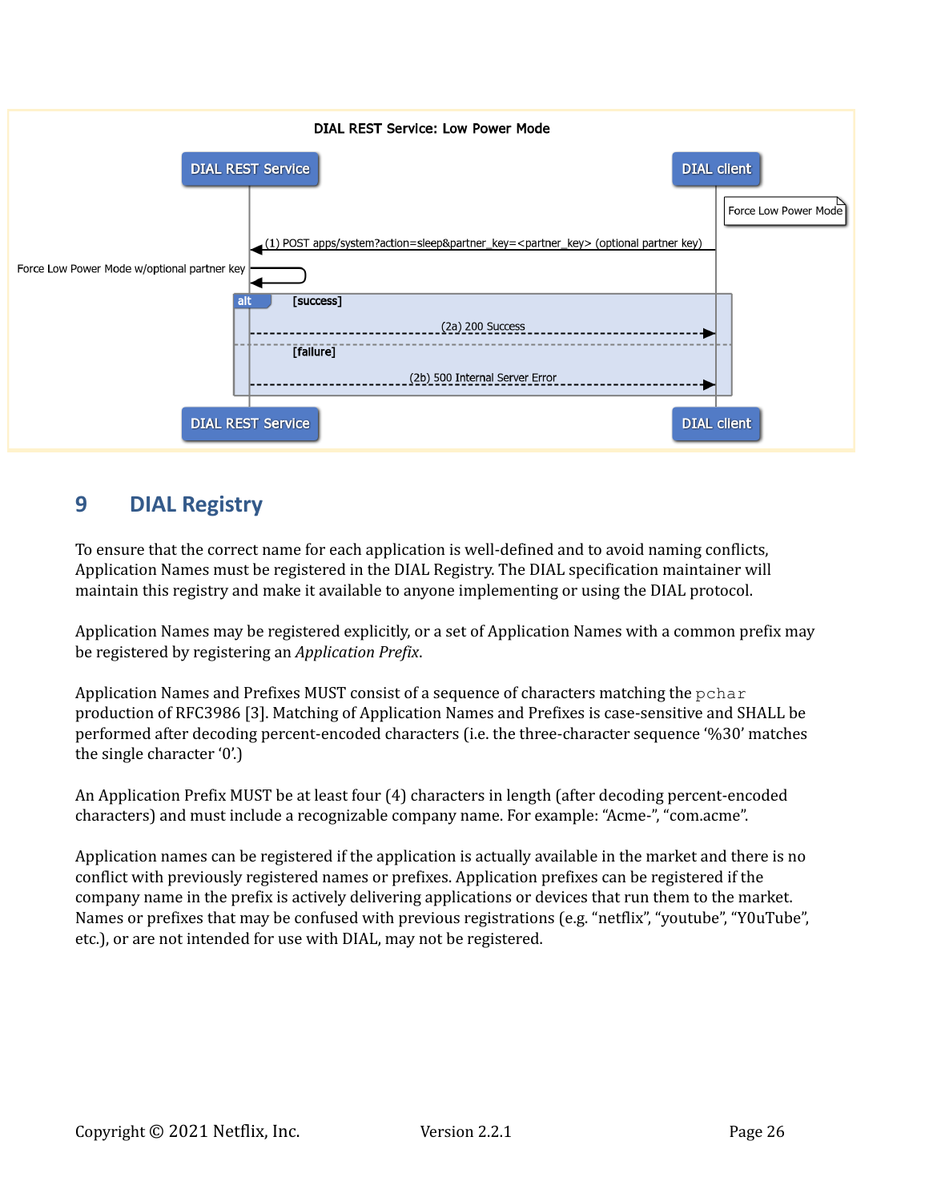DIAL REST Service: Low Power Mode

DIAL REST Service | DIAL client

Force Low Power Mode

(1) POST apps/system?action=sleep&partner_key=<partner_key> (optional partner key)

Force Low Power Mode w/optional partner key

alt [success]

(2a) 200 Success

[failure]

(2b) 500 Internal Server Error

# 9 DIAL Registry

To ensure that the correct name for each application is well-defined and to avoid naming conflicts, Application Names must be registered in the DIAL Registry. The DIAL specification maintainer will maintain this registry and make it available to anyone implementing or using the DIAL protocol.

Application Names may be registered explicitly, or a set of Application Names with a common prefix may be registered by registering an *Application Prefix*.

Application Names and Prefixes MUST consist of a sequence of characters matching the `pchar` production of RFC3986 [3]. Matching of Application Names and Prefixes is case-sensitive and SHALL be performed after decoding percent-encoded characters (i.e. the three-character sequence '%30' matches the single character '0'.)

An Application Prefix MUST be at least four (4) characters in length (after decoding percent-encoded characters) and must include a recognizable company name. For example: "Acme-", "com.acme".

Application names can be registered if the application is actually available in the market and there is no conflict with previously registered names or prefixes. Application prefixes can be registered if the company name in the prefix is actively delivering applications or devices that run them to the market. Names or prefixes that may be confused with previous registrations (e.g. "netflix", "youtube", "Y0uTube", etc.), or are not intended for use with DIAL, may not be registered.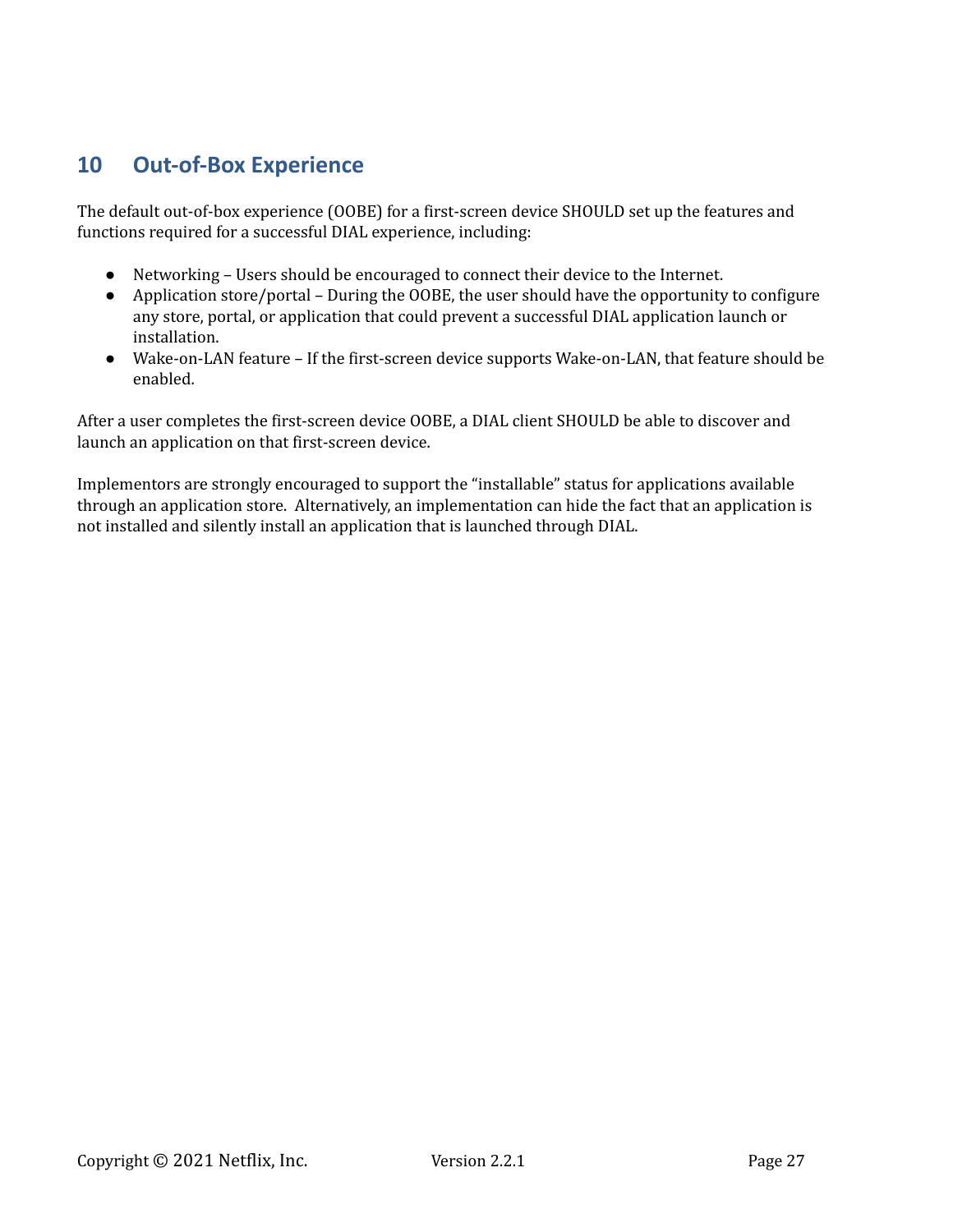# 10 Out-of-Box Experience

The default out-of-box experience (OOBE) for a first-screen device SHOULD set up the features and functions required for a successful DIAL experience, including:

- Networking – Users should be encouraged to connect their device to the Internet.
- Application store/portal – During the OOBE, the user should have the opportunity to configure any store, portal, or application that could prevent a successful DIAL application launch or installation.
- Wake-on-LAN feature – If the first-screen device supports Wake-on-LAN, that feature should be enabled.

After a user completes the first-screen device OOBE, a DIAL client SHOULD be able to discover and launch an application on that first-screen device.

Implementors are strongly encouraged to support the "installable" status for applications available through an application store. Alternatively, an implementation can hide the fact that an application is not installed and silently install an application that is launched through DIAL.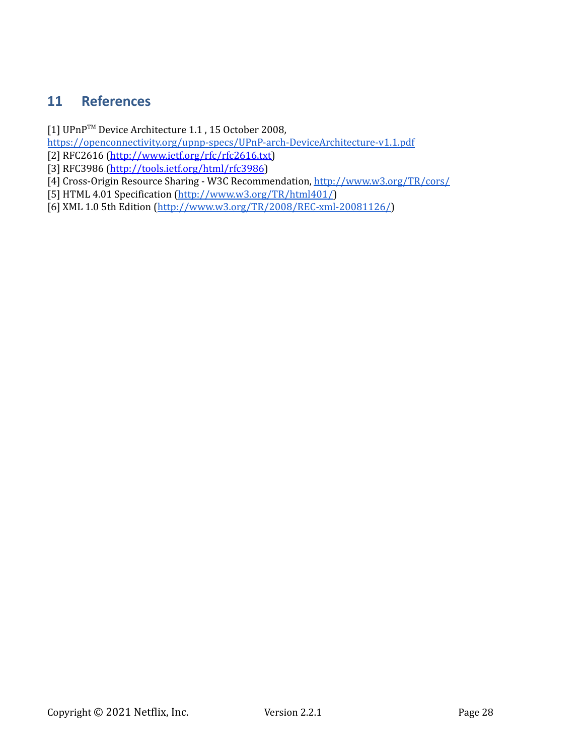## 11 References

[1] UPnP™ Device Architecture 1.1 , 15 October 2008, https://openconnectivity.org/upnp-specs/UPnP-arch-DeviceArchitecture-v1.1.pdf
[2] RFC2616 (http://www.ietf.org/rfc/rfc2616.txt)
[3] RFC3986 (http://tools.ietf.org/html/rfc3986)
[4] Cross-Origin Resource Sharing - W3C Recommendation, http://www.w3.org/TR/cors/
[5] HTML 4.01 Specification (http://www.w3.org/TR/html401/)
[6] XML 1.0 5th Edition (http://www.w3.org/TR/2008/REC-xml-20081126/)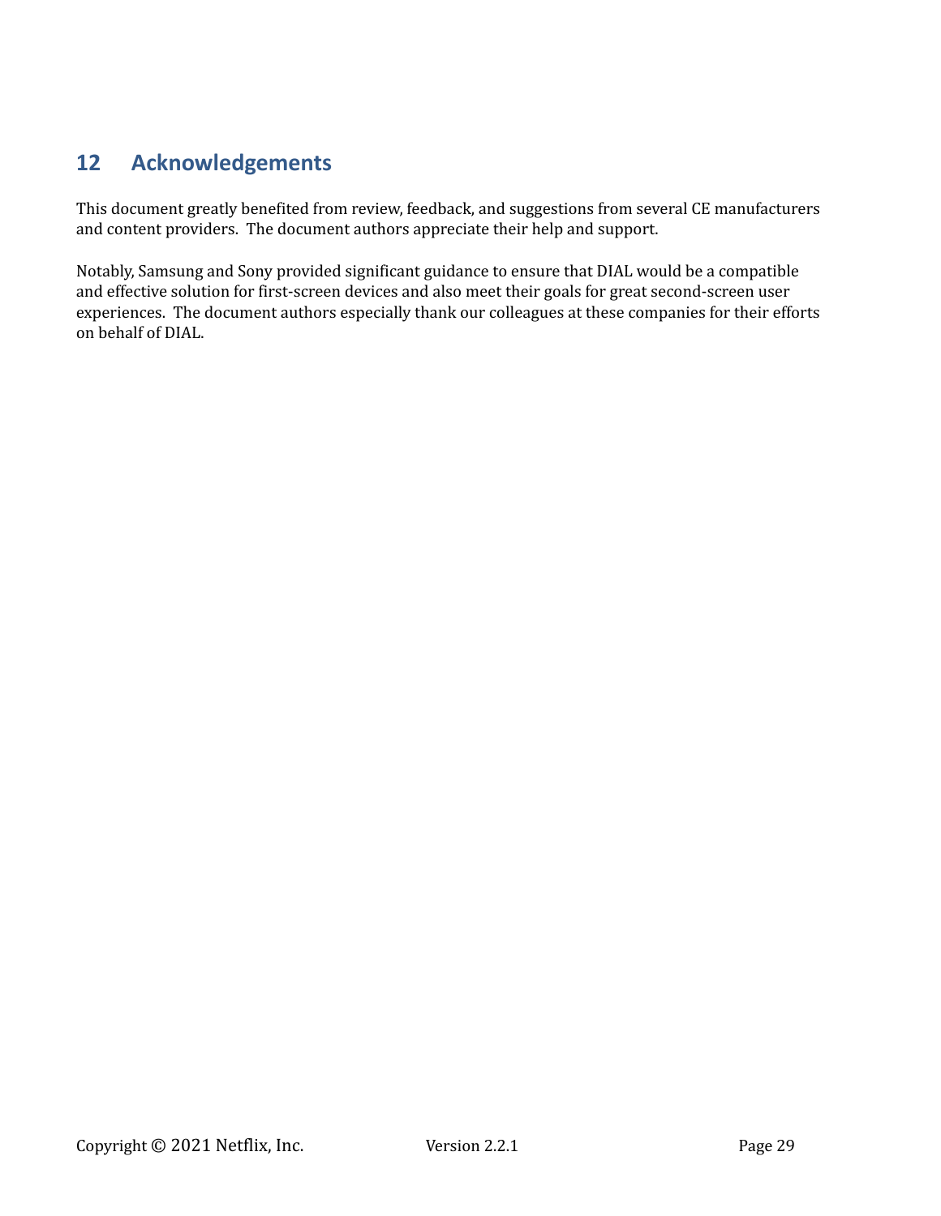# 12 Acknowledgements

This document greatly benefited from review, feedback, and suggestions from several CE manufacturers and content providers. The document authors appreciate their help and support.

Notably, Samsung and Sony provided significant guidance to ensure that DIAL would be a compatible and effective solution for first-screen devices and also meet their goals for great second-screen user experiences. The document authors especially thank our colleagues at these companies for their efforts on behalf of DIAL.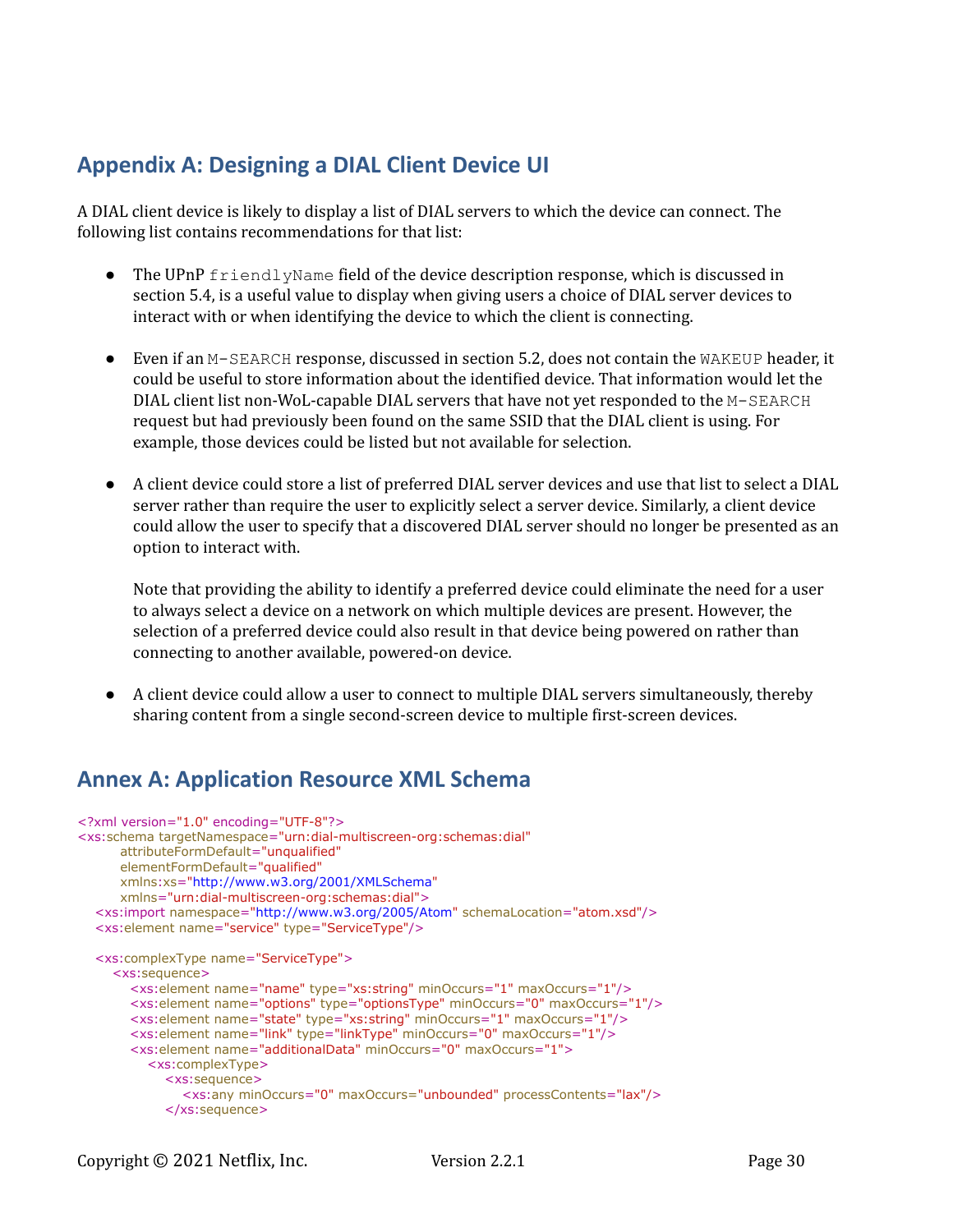## Appendix A: Designing a DIAL Client Device UI

A DIAL client device is likely to display a list of DIAL servers to which the device can connect. The following list contains recommendations for that list:

- The UPnP `friendlyName` field of the device description response, which is discussed in section 5.4, is a useful value to display when giving users a choice of DIAL server devices to interact with or when identifying the device to which the client is connecting.

- Even if an `M-SEARCH` response, discussed in section 5.2, does not contain the `WAKEUP` header, it could be useful to store information about the identified device. That information would let the DIAL client list non-WoL-capable DIAL servers that have not yet responded to the `M-SEARCH` request but had previously been found on the same SSID that the DIAL client is using. For example, those devices could be listed but not available for selection.

- A client device could store a list of preferred DIAL server devices and use that list to select a DIAL server rather than require the user to explicitly select a server device. Similarly, a client device could allow the user to specify that a discovered DIAL server should no longer be presented as an option to interact with.

  Note that providing the ability to identify a preferred device could eliminate the need for a user to always select a device on a network on which multiple devices are present. However, the selection of a preferred device could also result in that device being powered on rather than connecting to another available, powered-on device.

- A client device could allow a user to connect to multiple DIAL servers simultaneously, thereby sharing content from a single second-screen device to multiple first-screen devices.

## Annex A: Application Resource XML Schema

```xml
<?xml version="1.0" encoding="UTF-8"?>
<xs:schema targetNamespace="urn:dial-multiscreen-org:schemas:dial"
       attributeFormDefault="unqualified"
       elementFormDefault="qualified"
       xmlns:xs="http://www.w3.org/2001/XMLSchema"
       xmlns="urn:dial-multiscreen-org:schemas:dial">
  <xs:import namespace="http://www.w3.org/2005/Atom" schemaLocation="atom.xsd"/>
  <xs:element name="service" type="ServiceType"/>

  <xs:complexType name="ServiceType">
    <xs:sequence>
      <xs:element name="name" type="xs:string" minOccurs="1" maxOccurs="1"/>
      <xs:element name="options" type="optionsType" minOccurs="0" maxOccurs="1"/>
      <xs:element name="state" type="xs:string" minOccurs="1" maxOccurs="1"/>
      <xs:element name="link" type="linkType" minOccurs="0" maxOccurs="1"/>
      <xs:element name="additionalData" minOccurs="0" maxOccurs="1">
        <xs:complexType>
          <xs:sequence>
            <xs:any minOccurs="0" maxOccurs="unbounded" processContents="lax"/>
          </xs:sequence>
```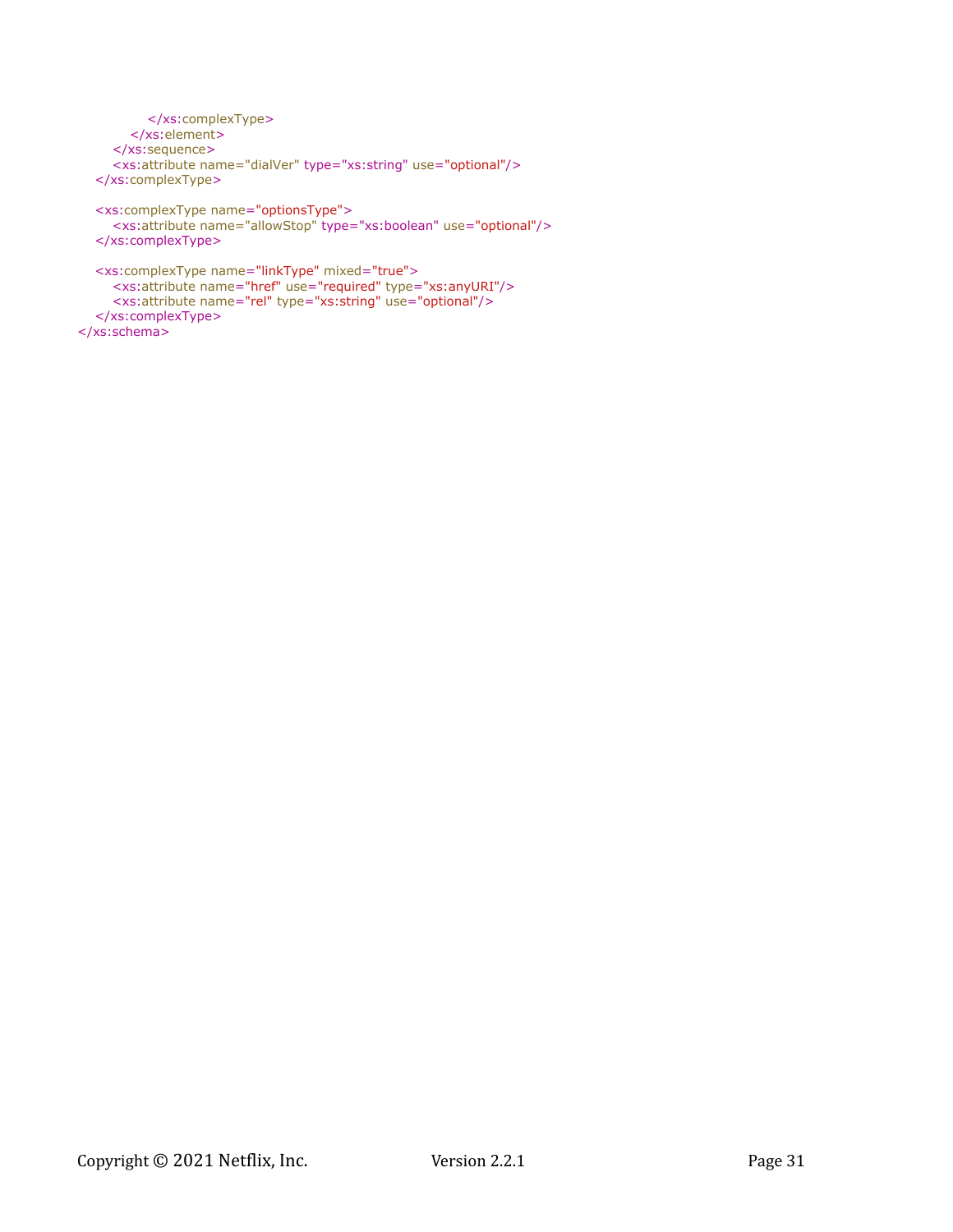```
            </xs:complexType>
          </xs:element>
        </xs:sequence>
        <xs:attribute name="dialVer" type="xs:string" use="optional"/>
    </xs:complexType>

    <xs:complexType name="optionsType">
        <xs:attribute name="allowStop" type="xs:boolean" use="optional"/>
    </xs:complexType>

    <xs:complexType name="linkType" mixed="true">
        <xs:attribute name="href" use="required" type="xs:anyURI"/>
        <xs:attribute name="rel" type="xs:string" use="optional"/>
    </xs:complexType>
</xs:schema>
```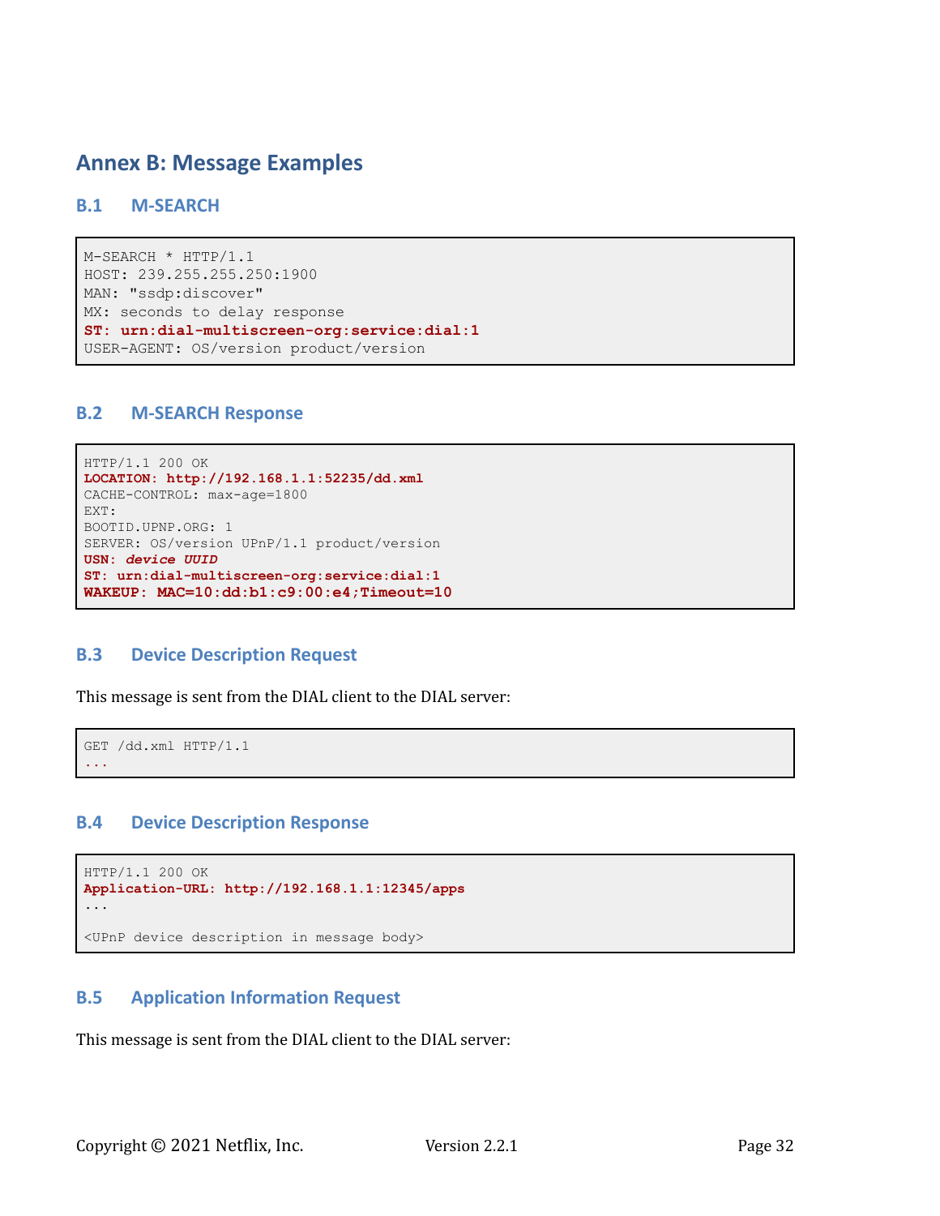# Annex B: Message Examples

## B.1 M-SEARCH

```
M-SEARCH * HTTP/1.1
HOST: 239.255.255.250:1900
MAN: "ssdp:discover"
MX: seconds to delay response
ST: urn:dial-multiscreen-org:service:dial:1
USER-AGENT: OS/version product/version
```

## B.2 M-SEARCH Response

```
HTTP/1.1 200 OK
LOCATION: http://192.168.1.1:52235/dd.xml
CACHE-CONTROL: max-age=1800
EXT:
BOOTID.UPNP.ORG: 1
SERVER: OS/version UPnP/1.1 product/version
USN: device UUID
ST: urn:dial-multiscreen-org:service:dial:1
WAKEUP: MAC=10:dd:b1:c9:00:e4;Timeout=10
```

## B.3 Device Description Request

This message is sent from the DIAL client to the DIAL server:

```
GET /dd.xml HTTP/1.1
...
```

## B.4 Device Description Response

```
HTTP/1.1 200 OK
Application-URL: http://192.168.1.1:12345/apps
...

<UPnP device description in message body>
```

## B.5 Application Information Request

This message is sent from the DIAL client to the DIAL server: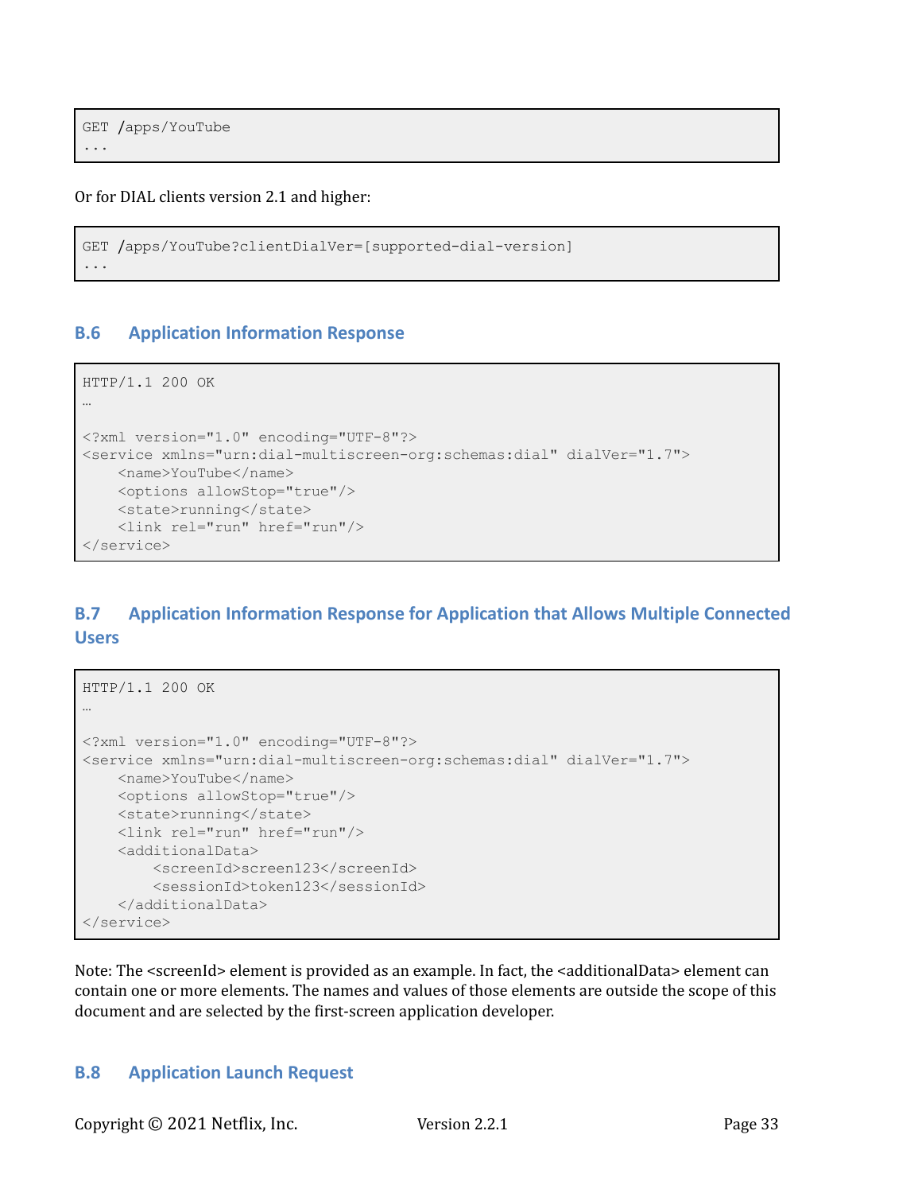```
GET /apps/YouTube
...
```

Or for DIAL clients version 2.1 and higher:

```
GET /apps/YouTube?clientDialVer=[supported-dial-version]
...
```

## B.6 Application Information Response

```
HTTP/1.1 200 OK
…

<?xml version="1.0" encoding="UTF-8"?>
<service xmlns="urn:dial-multiscreen-org:schemas:dial" dialVer="1.7">
    <name>YouTube</name>
    <options allowStop="true"/>
    <state>running</state>
    <link rel="run" href="run"/>
</service>
```

## B.7 Application Information Response for Application that Allows Multiple Connected Users

```
HTTP/1.1 200 OK
…

<?xml version="1.0" encoding="UTF-8"?>
<service xmlns="urn:dial-multiscreen-org:schemas:dial" dialVer="1.7">
    <name>YouTube</name>
    <options allowStop="true"/>
    <state>running</state>
    <link rel="run" href="run"/>
    <additionalData>
        <screenId>screen123</screenId>
        <sessionId>token123</sessionId>
    </additionalData>
</service>
```

Note: The <screenId> element is provided as an example. In fact, the <additionalData> element can contain one or more elements. The names and values of those elements are outside the scope of this document and are selected by the first-screen application developer.

## B.8 Application Launch Request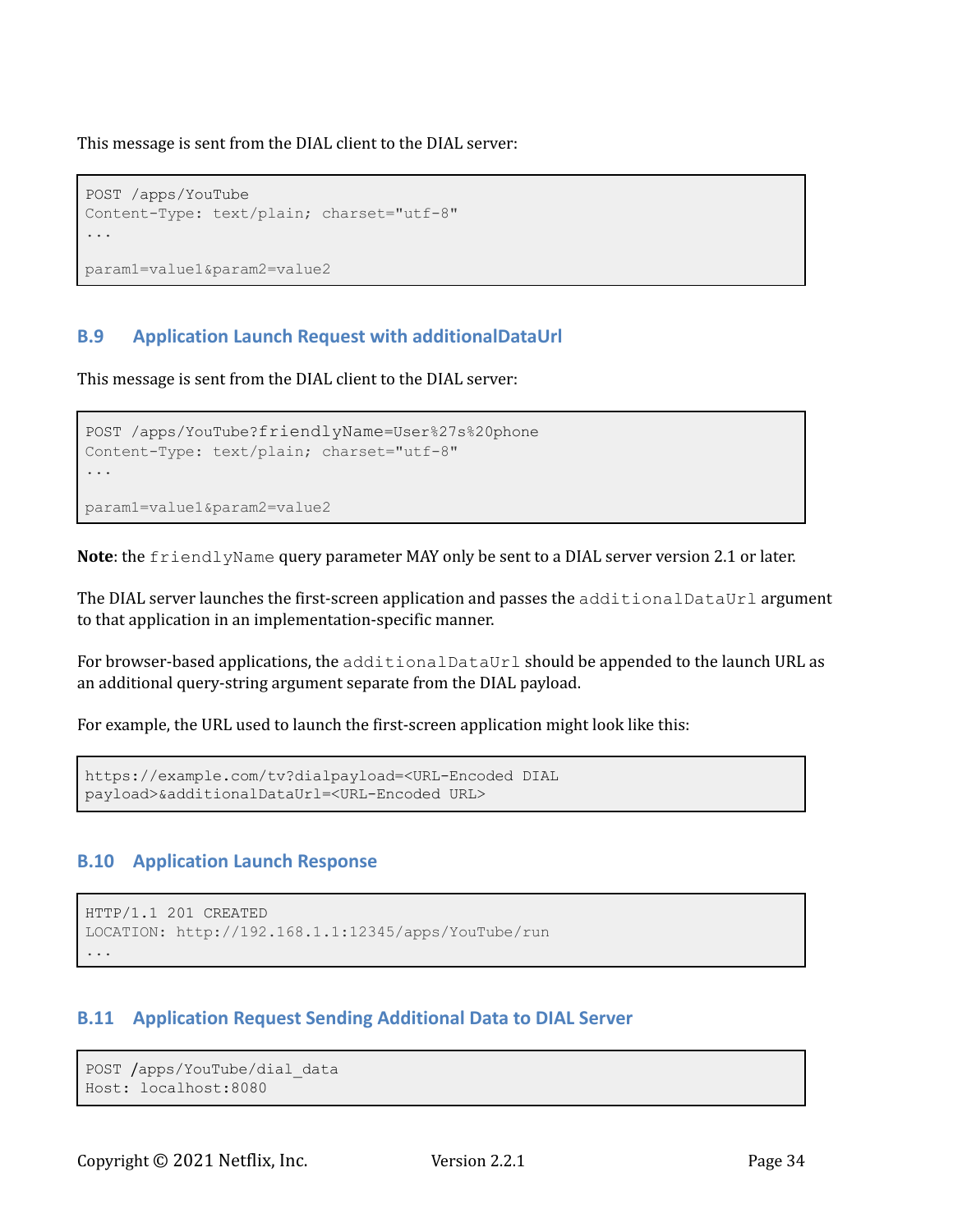This message is sent from the DIAL client to the DIAL server:

```
POST /apps/YouTube
Content-Type: text/plain; charset="utf-8"
...

param1=value1&param2=value2
```

### B.9 Application Launch Request with additionalDataUrl

This message is sent from the DIAL client to the DIAL server:

```
POST /apps/YouTube?friendlyName=User%27s%20phone
Content-Type: text/plain; charset="utf-8"
...

param1=value1&param2=value2
```

**Note**: the `friendlyName` query parameter MAY only be sent to a DIAL server version 2.1 or later.

The DIAL server launches the first-screen application and passes the `additionalDataUrl` argument to that application in an implementation-specific manner.

For browser-based applications, the `additionalDataUrl` should be appended to the launch URL as an additional query-string argument separate from the DIAL payload.

For example, the URL used to launch the first-screen application might look like this:

```
https://example.com/tv?dialpayload=<URL-Encoded DIAL
payload>&additionalDataUrl=<URL-Encoded URL>
```

### B.10 Application Launch Response

```
HTTP/1.1 201 CREATED
LOCATION: http://192.168.1.1:12345/apps/YouTube/run
...
```

### B.11 Application Request Sending Additional Data to DIAL Server

```
POST /apps/YouTube/dial_data
Host: localhost:8080
```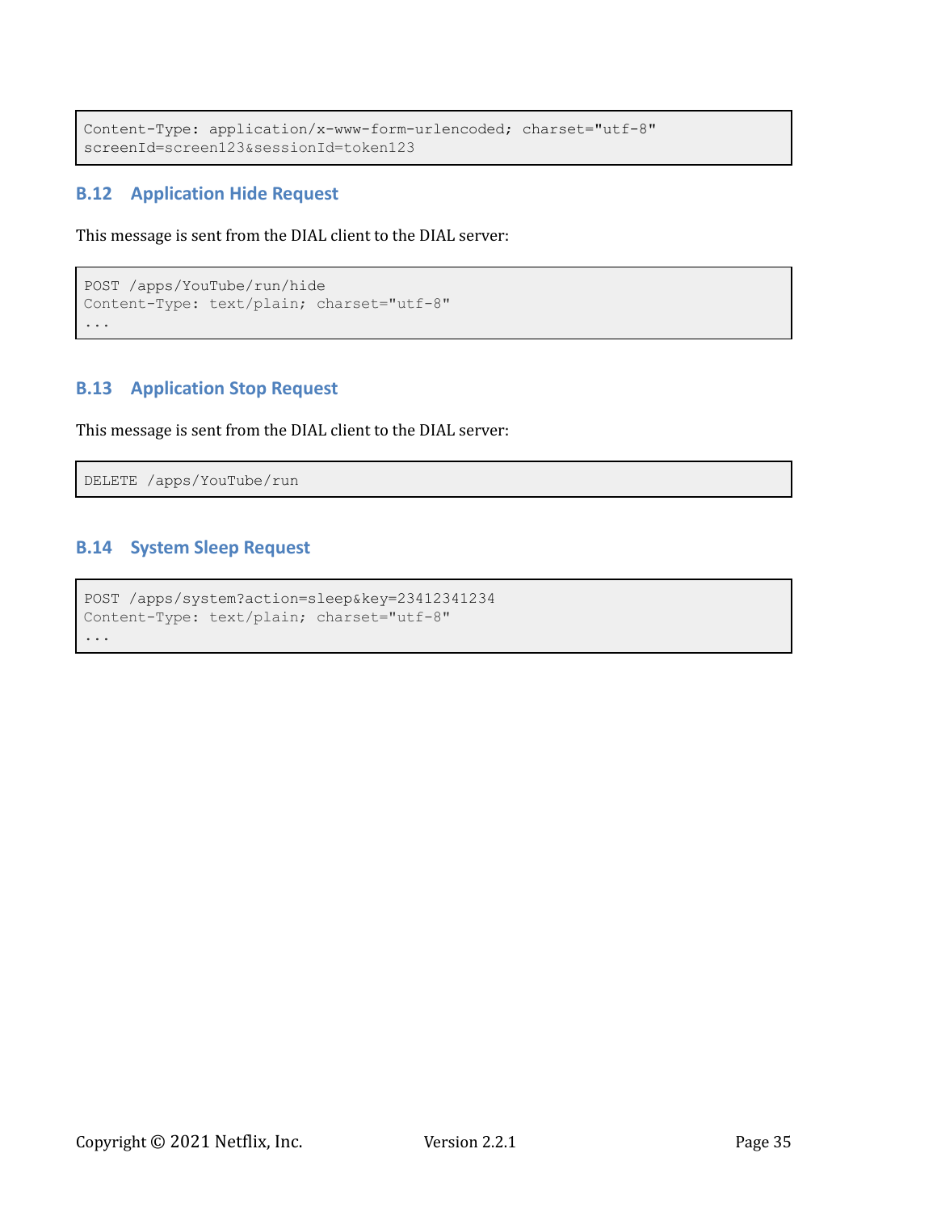```
Content-Type: application/x-www-form-urlencoded; charset="utf-8"
screenId=screen123&sessionId=token123
```

### B.12 Application Hide Request

This message is sent from the DIAL client to the DIAL server:

```
POST /apps/YouTube/run/hide
Content-Type: text/plain; charset="utf-8"
...
```

### B.13 Application Stop Request

This message is sent from the DIAL client to the DIAL server:

```
DELETE /apps/YouTube/run
```

### B.14 System Sleep Request

```
POST /apps/system?action=sleep&key=23412341234
Content-Type: text/plain; charset="utf-8"
...
```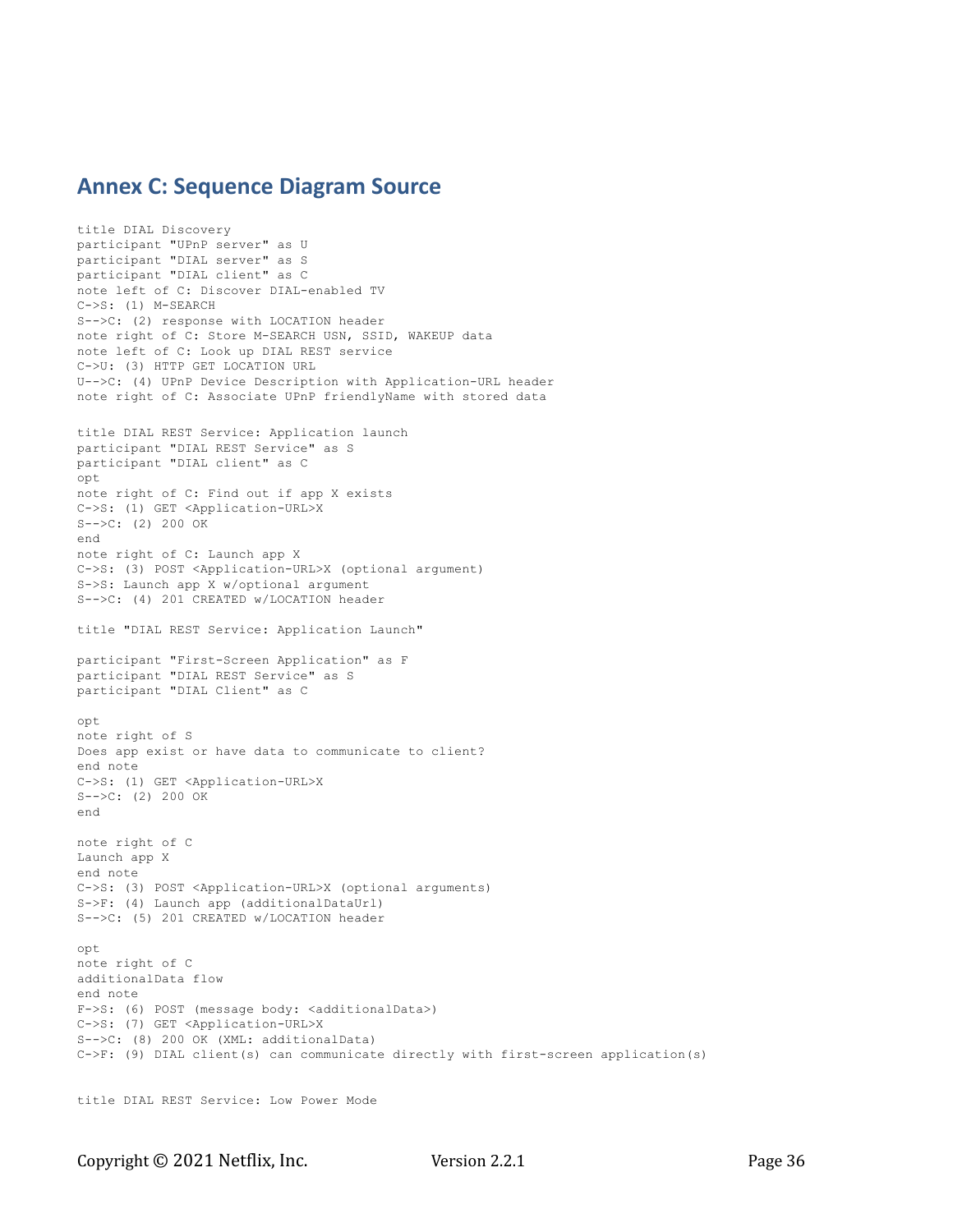## Annex C: Sequence Diagram Source

```
title DIAL Discovery
participant "UPnP server" as U
participant "DIAL server" as S
participant "DIAL client" as C
note left of C: Discover DIAL-enabled TV
C->S: (1) M-SEARCH
S-->C: (2) response with LOCATION header
note right of C: Store M-SEARCH USN, SSID, WAKEUP data
note left of C: Look up DIAL REST service
C->U: (3) HTTP GET LOCATION URL
U-->C: (4) UPnP Device Description with Application-URL header
note right of C: Associate UPnP friendlyName with stored data

title DIAL REST Service: Application launch
participant "DIAL REST Service" as S
participant "DIAL client" as C
opt
note right of C: Find out if app X exists
C->S: (1) GET <Application-URL>X
S-->C: (2) 200 OK
end
note right of C: Launch app X
C->S: (3) POST <Application-URL>X (optional argument)
S->S: Launch app X w/optional argument
S-->C: (4) 201 CREATED w/LOCATION header

title "DIAL REST Service: Application Launch"

participant "First-Screen Application" as F
participant "DIAL REST Service" as S
participant "DIAL Client" as C

opt
note right of S
Does app exist or have data to communicate to client?
end note
C->S: (1) GET <Application-URL>X
S-->C: (2) 200 OK
end

note right of C
Launch app X
end note
C->S: (3) POST <Application-URL>X (optional arguments)
S->F: (4) Launch app (additionalDataUrl)
S-->C: (5) 201 CREATED w/LOCATION header

opt
note right of C
additionalData flow
end note
F->S: (6) POST (message body: <additionalData>)
C->S: (7) GET <Application-URL>X
S-->C: (8) 200 OK (XML: additionalData)
C->F: (9) DIAL client(s) can communicate directly with first-screen application(s)


title DIAL REST Service: Low Power Mode
```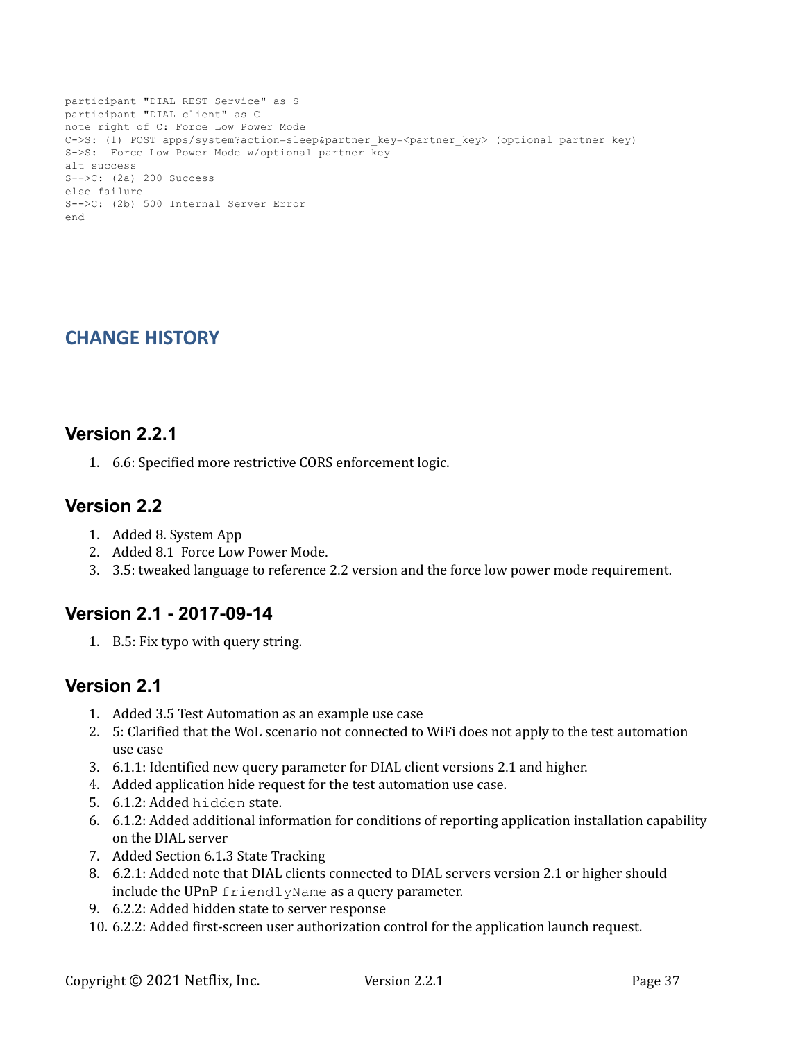```
participant "DIAL REST Service" as S
participant "DIAL client" as C
note right of C: Force Low Power Mode
C->S: (1) POST apps/system?action=sleep&partner_key=<partner_key> (optional partner key)
S->S:  Force Low Power Mode w/optional partner key
alt success
S-->C: (2a) 200 Success
else failure
S-->C: (2b) 500 Internal Server Error
end
```

# CHANGE HISTORY

## Version 2.2.1

1. 6.6: Specified more restrictive CORS enforcement logic.

## Version 2.2

1. Added 8. System App
2. Added 8.1 Force Low Power Mode.
3. 3.5: tweaked language to reference 2.2 version and the force low power mode requirement.

## Version 2.1 - 2017-09-14

1. B.5: Fix typo with query string.

## Version 2.1

1. Added 3.5 Test Automation as an example use case
2. 5: Clarified that the WoL scenario not connected to WiFi does not apply to the test automation use case
3. 6.1.1: Identified new query parameter for DIAL client versions 2.1 and higher.
4. Added application hide request for the test automation use case.
5. 6.1.2: Added `hidden` state.
6. 6.1.2: Added additional information for conditions of reporting application installation capability on the DIAL server
7. Added Section 6.1.3 State Tracking
8. 6.2.1: Added note that DIAL clients connected to DIAL servers version 2.1 or higher should include the UPnP `friendlyName` as a query parameter.
9. 6.2.2: Added hidden state to server response
10. 6.2.2: Added first-screen user authorization control for the application launch request.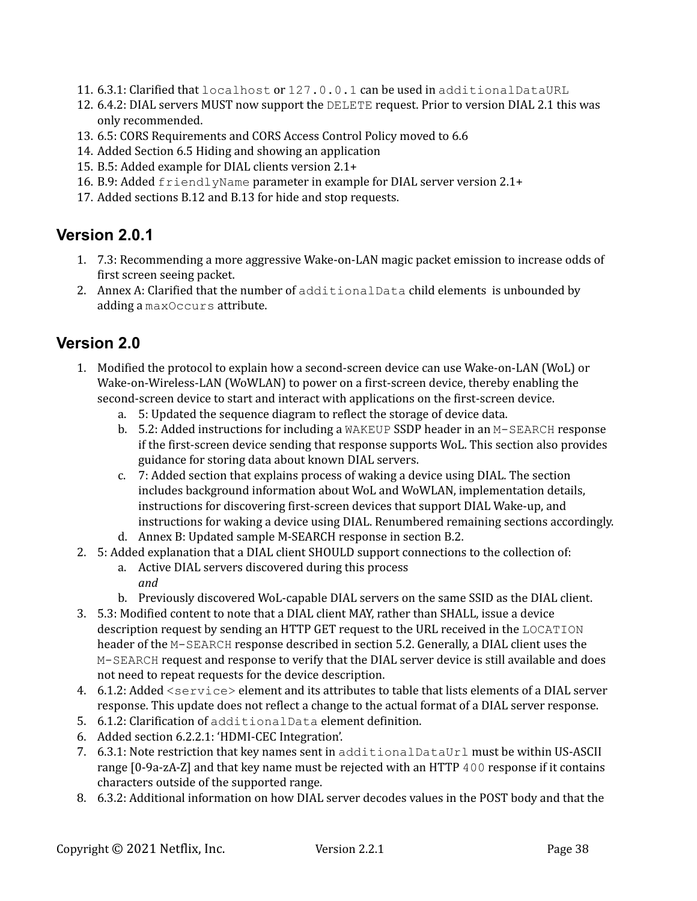11. 6.3.1: Clarified that `localhost` or `127.0.0.1` can be used in `additionalDataURL`
12. 6.4.2: DIAL servers MUST now support the `DELETE` request. Prior to version DIAL 2.1 this was only recommended.
13. 6.5: CORS Requirements and CORS Access Control Policy moved to 6.6
14. Added Section 6.5 Hiding and showing an application
15. B.5: Added example for DIAL clients version 2.1+
16. B.9: Added `friendlyName` parameter in example for DIAL server version 2.1+
17. Added sections B.12 and B.13 for hide and stop requests.

## Version 2.0.1

1. 7.3: Recommending a more aggressive Wake-on-LAN magic packet emission to increase odds of first screen seeing packet.
2. Annex A: Clarified that the number of `additionalData` child elements is unbounded by adding a `maxOccurs` attribute.

## Version 2.0

1. Modified the protocol to explain how a second-screen device can use Wake-on-LAN (WoL) or Wake-on-Wireless-LAN (WoWLAN) to power on a first-screen device, thereby enabling the second-screen device to start and interact with applications on the first-screen device.
    a. 5: Updated the sequence diagram to reflect the storage of device data.
    b. 5.2: Added instructions for including a `WAKEUP` SSDP header in an `M-SEARCH` response if the first-screen device sending that response supports WoL. This section also provides guidance for storing data about known DIAL servers.
    c. 7: Added section that explains process of waking a device using DIAL. The section includes background information about WoL and WoWLAN, implementation details, instructions for discovering first-screen devices that support DIAL Wake-up, and instructions for waking a device using DIAL. Renumbered remaining sections accordingly.
    d. Annex B: Updated sample M-SEARCH response in section B.2.
2. 5: Added explanation that a DIAL client SHOULD support connections to the collection of:
    a. Active DIAL servers discovered during this process
       *and*
    b. Previously discovered WoL-capable DIAL servers on the same SSID as the DIAL client.
3. 5.3: Modified content to note that a DIAL client MAY, rather than SHALL, issue a device description request by sending an HTTP GET request to the URL received in the `LOCATION` header of the `M-SEARCH` response described in section 5.2. Generally, a DIAL client uses the `M-SEARCH` request and response to verify that the DIAL server device is still available and does not need to repeat requests for the device description.
4. 6.1.2: Added `<service>` element and its attributes to table that lists elements of a DIAL server response. This update does not reflect a change to the actual format of a DIAL server response.
5. 6.1.2: Clarification of `additionalData` element definition.
6. Added section 6.2.2.1: 'HDMI-CEC Integration'.
7. 6.3.1: Note restriction that key names sent in `additionalDataUrl` must be within US-ASCII range [0-9a-zA-Z] and that key name must be rejected with an HTTP `400` response if it contains characters outside of the supported range.
8. 6.3.2: Additional information on how DIAL server decodes values in the POST body and that the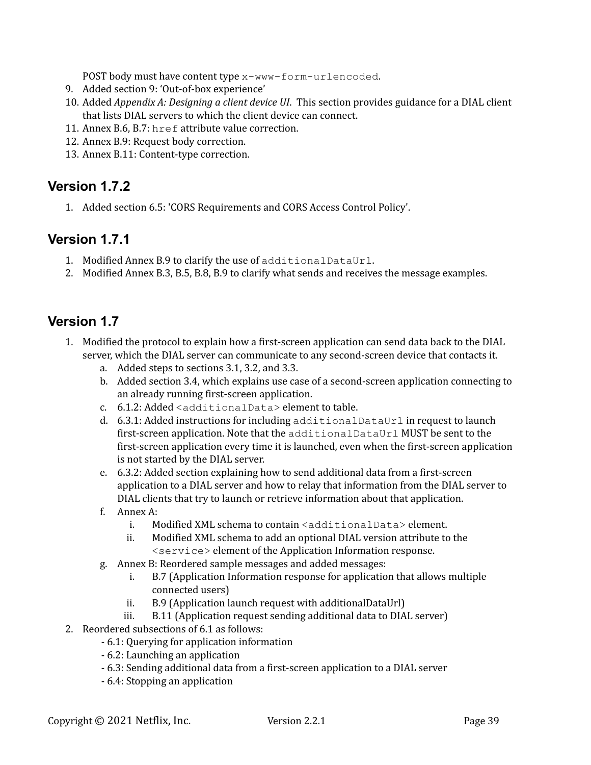POST body must have content type `x-www-form-urlencoded`.

9. Added section 9: 'Out-of-box experience'
10. Added *Appendix A: Designing a client device UI*. This section provides guidance for a DIAL client that lists DIAL servers to which the client device can connect.
11. Annex B.6, B.7: `href` attribute value correction.
12. Annex B.9: Request body correction.
13. Annex B.11: Content-type correction.

## Version 1.7.2

1. Added section 6.5: 'CORS Requirements and CORS Access Control Policy'.

## Version 1.7.1

1. Modified Annex B.9 to clarify the use of `additionalDataUrl`.
2. Modified Annex B.3, B.5, B.8, B.9 to clarify what sends and receives the message examples.

## Version 1.7

1. Modified the protocol to explain how a first-screen application can send data back to the DIAL server, which the DIAL server can communicate to any second-screen device that contacts it.
   a. Added steps to sections 3.1, 3.2, and 3.3.
   b. Added section 3.4, which explains use case of a second-screen application connecting to an already running first-screen application.
   c. 6.1.2: Added `<additionalData>` element to table.
   d. 6.3.1: Added instructions for including `additionalDataUrl` in request to launch first-screen application. Note that the `additionalDataUrl` MUST be sent to the first-screen application every time it is launched, even when the first-screen application is not started by the DIAL server.
   e. 6.3.2: Added section explaining how to send additional data from a first-screen application to a DIAL server and how to relay that information from the DIAL server to DIAL clients that try to launch or retrieve information about that application.
   f. Annex A:
      i. Modified XML schema to contain `<additionalData>` element.
      ii. Modified XML schema to add an optional DIAL version attribute to the `<service>` element of the Application Information response.
   g. Annex B: Reordered sample messages and added messages:
      i. B.7 (Application Information response for application that allows multiple connected users)
      ii. B.9 (Application launch request with additionalDataUrl)
      iii. B.11 (Application request sending additional data to DIAL server)
2. Reordered subsections of 6.1 as follows:
   - 6.1: Querying for application information
   - 6.2: Launching an application
   - 6.3: Sending additional data from a first-screen application to a DIAL server
   - 6.4: Stopping an application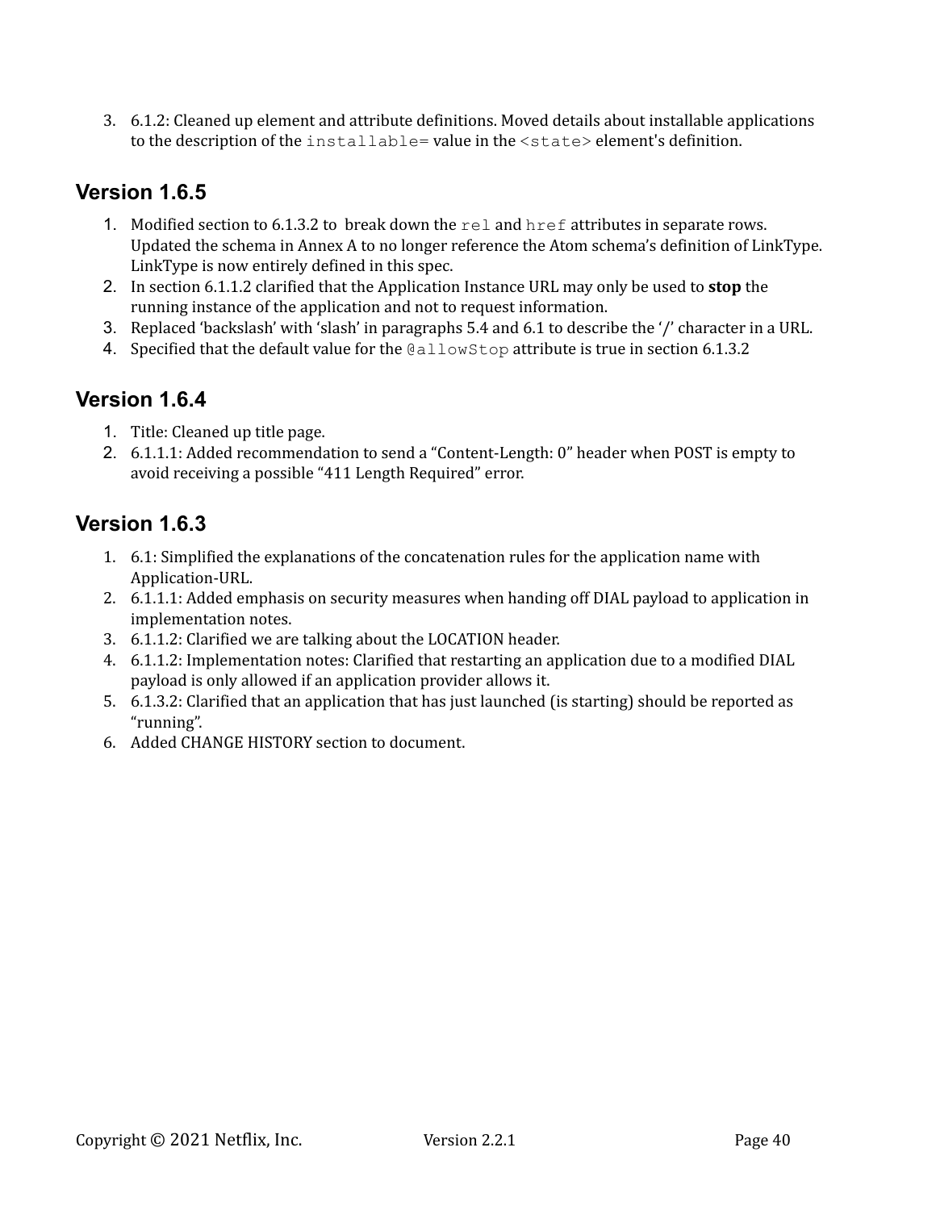3. 6.1.2: Cleaned up element and attribute definitions. Moved details about installable applications to the description of the `installable=` value in the `<state>` element's definition.

## Version 1.6.5

1. Modified section to 6.1.3.2 to break down the `rel` and `href` attributes in separate rows. Updated the schema in Annex A to no longer reference the Atom schema's definition of LinkType. LinkType is now entirely defined in this spec.
2. In section 6.1.1.2 clarified that the Application Instance URL may only be used to **stop** the running instance of the application and not to request information.
3. Replaced 'backslash' with 'slash' in paragraphs 5.4 and 6.1 to describe the '/' character in a URL.
4. Specified that the default value for the `@allowStop` attribute is true in section 6.1.3.2

## Version 1.6.4

1. Title: Cleaned up title page.
2. 6.1.1.1: Added recommendation to send a "Content-Length: 0" header when POST is empty to avoid receiving a possible "411 Length Required" error.

## Version 1.6.3

1. 6.1: Simplified the explanations of the concatenation rules for the application name with Application-URL.
2. 6.1.1.1: Added emphasis on security measures when handing off DIAL payload to application in implementation notes.
3. 6.1.1.2: Clarified we are talking about the LOCATION header.
4. 6.1.1.2: Implementation notes: Clarified that restarting an application due to a modified DIAL payload is only allowed if an application provider allows it.
5. 6.1.3.2: Clarified that an application that has just launched (is starting) should be reported as "running".
6. Added CHANGE HISTORY section to document.